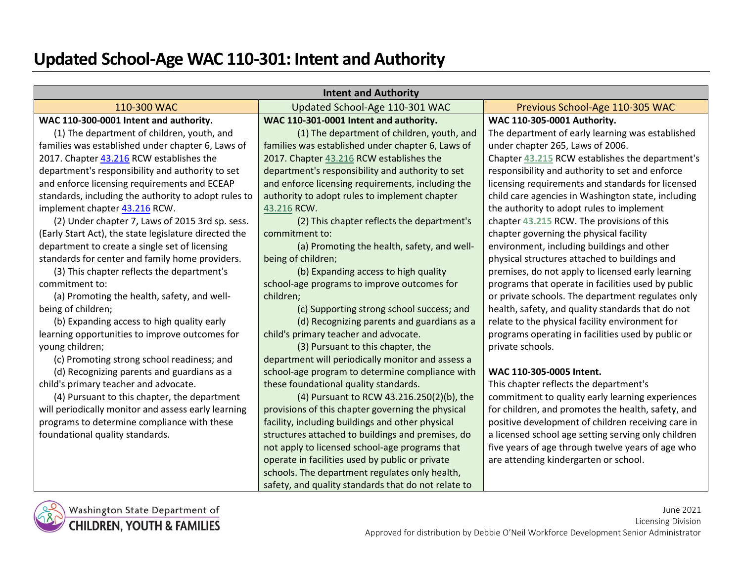# Updated School-Age WAC 110-301: Intent and Authority

| Intent and Authority | | |
|---|---|---|
| 110-300 WAC | Updated School-Age 110-301 WAC | Previous School-Age 110-305 WAC |
| **WAC 110-300-0001 Intent and authority.**<br>(1) The department of children, youth, and families was established under chapter 6, Laws of 2017. Chapter 43.216 RCW establishes the department's responsibility and authority to set and enforce licensing requirements and ECEAP standards, including the authority to adopt rules to implement chapter 43.216 RCW.<br>(2) Under chapter 7, Laws of 2015 3rd sp. sess. (Early Start Act), the state legislature directed the department to create a single set of licensing standards for center and family home providers.<br>(3) This chapter reflects the department's commitment to:<br>(a) Promoting the health, safety, and well-being of children;<br>(b) Expanding access to high quality early learning opportunities to improve outcomes for young children;<br>(c) Promoting strong school readiness; and<br>(d) Recognizing parents and guardians as a child's primary teacher and advocate.<br>(4) Pursuant to this chapter, the department will periodically monitor and assess early learning programs to determine compliance with these foundational quality standards. | **WAC 110-301-0001 Intent and authority.**<br>(1) The department of children, youth, and families was established under chapter 6, Laws of 2017. Chapter 43.216 RCW establishes the department's responsibility and authority to set and enforce licensing requirements, including the authority to adopt rules to implement chapter 43.216 RCW.<br>(2) This chapter reflects the department's commitment to:<br>(a) Promoting the health, safety, and well-being of children;<br>(b) Expanding access to high quality school-age programs to improve outcomes for children;<br>(c) Supporting strong school success; and<br>(d) Recognizing parents and guardians as a child's primary teacher and advocate.<br>(3) Pursuant to this chapter, the department will periodically monitor and assess a school-age program to determine compliance with these foundational quality standards.<br>(4) Pursuant to RCW 43.216.250(2)(b), the provisions of this chapter governing the physical facility, including buildings and other physical structures attached to buildings and premises, do not apply to licensed school-age programs that operate in facilities used by public or private schools. The department regulates only health, safety, and quality standards that do not relate to | **WAC 110-305-0001 Authority.**<br>The department of early learning was established under chapter 265, Laws of 2006. Chapter **43.215** RCW establishes the department's responsibility and authority to set and enforce licensing requirements and standards for licensed child care agencies in Washington state, including the authority to adopt rules to implement chapter **43.215** RCW. The provisions of this chapter governing the physical facility environment, including buildings and other physical structures attached to buildings and premises, do not apply to licensed early learning programs that operate in facilities used by public or private schools. The department regulates only health, safety, and quality standards that do not relate to the physical facility environment for programs operating in facilities used by public or private schools.<br><br>**WAC 110-305-0005 Intent.**<br>This chapter reflects the department's commitment to quality early learning experiences for children, and promotes the health, safety, and positive development of children receiving care in a licensed school age setting serving only children five years of age through twelve years of age who are attending kindergarten or school. |

Washington State Department of CHILDREN, YOUTH & FAMILIES

June 2021
Licensing Division
Approved for distribution by Debbie O'Neil Workforce Development Senior Administrator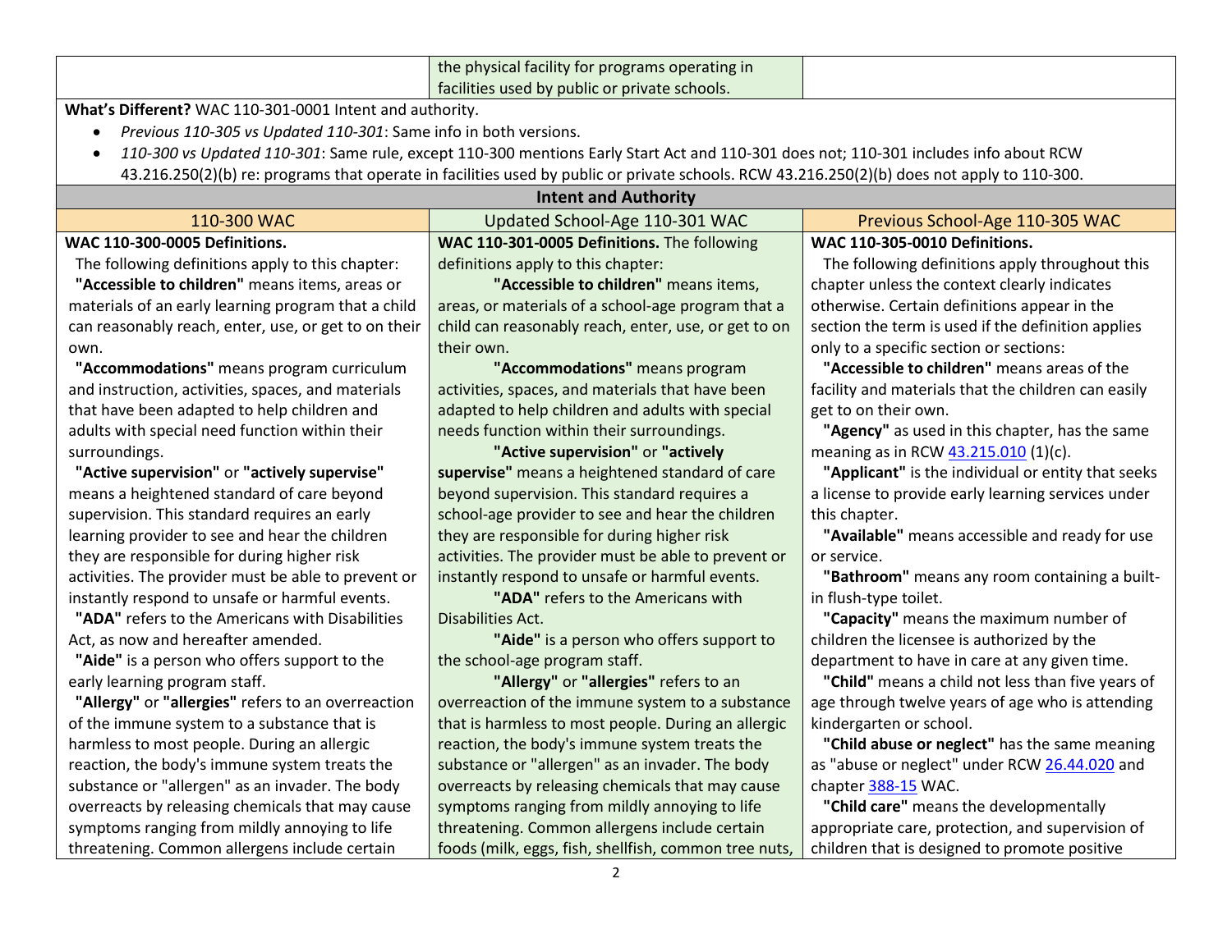| | | |
|---|---|---|
| | the physical facility for programs operating in facilities used by public or private schools. | |

**What's Different?** WAC 110-301-0001 Intent and authority.

- *Previous 110-305 vs Updated 110-301*: Same info in both versions.
- *110-300 vs Updated 110-301*: Same rule, except 110-300 mentions Early Start Act and 110-301 does not; 110-301 includes info about RCW 43.216.250(2)(b) re: programs that operate in facilities used by public or private schools. RCW 43.216.250(2)(b) does not apply to 110-300.

| Intent and Authority | | |
|---|---|---|
| 110-300 WAC | Updated School-Age 110-301 WAC | Previous School-Age 110-305 WAC |
| **WAC 110-300-0005 Definitions.**<br>The following definitions apply to this chapter:<br>**"Accessible to children"** means items, areas or materials of an early learning program that a child can reasonably reach, enter, use, or get to on their own.<br>**"Accommodations"** means program curriculum and instruction, activities, spaces, and materials that have been adapted to help children and adults with special need function within their surroundings.<br>**"Active supervision"** or **"actively supervise"** means a heightened standard of care beyond supervision. This standard requires an early learning provider to see and hear the children they are responsible for during higher risk activities. The provider must be able to prevent or instantly respond to unsafe or harmful events.<br>**"ADA"** refers to the Americans with Disabilities Act, as now and hereafter amended.<br>**"Aide"** is a person who offers support to the early learning program staff.<br>**"Allergy"** or **"allergies"** refers to an overreaction of the immune system to a substance that is harmless to most people. During an allergic reaction, the body's immune system treats the substance or "allergen" as an invader. The body overreacts by releasing chemicals that may cause symptoms ranging from mildly annoying to life threatening. Common allergens include certain | **WAC 110-301-0005 Definitions.** The following definitions apply to this chapter:<br>**"Accessible to children"** means items, areas, or materials of a school-age program that a child can reasonably reach, enter, use, or get to on their own.<br>**"Accommodations"** means program activities, spaces, and materials that have been adapted to help children and adults with special needs function within their surroundings.<br>**"Active supervision"** or **"actively supervise"** means a heightened standard of care beyond supervision. This standard requires a school-age provider to see and hear the children they are responsible for during higher risk activities. The provider must be able to prevent or instantly respond to unsafe or harmful events.<br>**"ADA"** refers to the Americans with Disabilities Act.<br>**"Aide"** is a person who offers support to the school-age program staff.<br>**"Allergy"** or **"allergies"** refers to an overreaction of the immune system to a substance that is harmless to most people. During an allergic reaction, the body's immune system treats the substance or "allergen" as an invader. The body overreacts by releasing chemicals that may cause symptoms ranging from mildly annoying to life threatening. Common allergens include certain foods (milk, eggs, fish, shellfish, common tree nuts, | **WAC 110-305-0010 Definitions.**<br>The following definitions apply throughout this chapter unless the context clearly indicates otherwise. Certain definitions appear in the section the term is used if the definition applies only to a specific section or sections:<br>**"Accessible to children"** means areas of the facility and materials that the children can easily get to on their own.<br>**"Agency"** as used in this chapter, has the same meaning as in RCW 43.215.010 (1)(c).<br>**"Applicant"** is the individual or entity that seeks a license to provide early learning services under this chapter.<br>**"Available"** means accessible and ready for use or service.<br>**"Bathroom"** means any room containing a built-in flush-type toilet.<br>**"Capacity"** means the maximum number of children the licensee is authorized by the department to have in care at any given time.<br>**"Child"** means a child not less than five years of age through twelve years of age who is attending kindergarten or school.<br>**"Child abuse or neglect"** has the same meaning as "abuse or neglect" under RCW 26.44.020 and chapter 388-15 WAC.<br>**"Child care"** means the developmentally appropriate care, protection, and supervision of children that is designed to promote positive |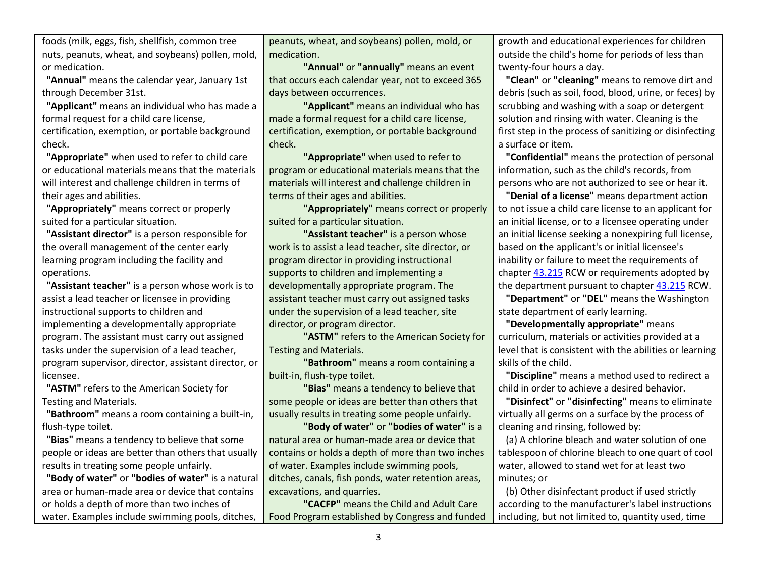foods (milk, eggs, fish, shellfish, common tree nuts, peanuts, wheat, and soybeans) pollen, mold, or medication.

**"Annual"** means the calendar year, January 1st through December 31st.

**"Applicant"** means an individual who has made a formal request for a child care license, certification, exemption, or portable background check.

**"Appropriate"** when used to refer to child care or educational materials means that the materials will interest and challenge children in terms of their ages and abilities.

**"Appropriately"** means correct or properly suited for a particular situation.

**"Assistant director"** is a person responsible for the overall management of the center early learning program including the facility and operations.

**"Assistant teacher"** is a person whose work is to assist a lead teacher or licensee in providing instructional supports to children and implementing a developmentally appropriate program. The assistant must carry out assigned tasks under the supervision of a lead teacher, program supervisor, director, assistant director, or licensee.

**"ASTM"** refers to the American Society for Testing and Materials.

**"Bathroom"** means a room containing a built-in, flush-type toilet.

**"Bias"** means a tendency to believe that some people or ideas are better than others that usually results in treating some people unfairly.

**"Body of water"** or **"bodies of water"** is a natural area or human-made area or device that contains or holds a depth of more than two inches of water. Examples include swimming pools, ditches,

peanuts, wheat, and soybeans) pollen, mold, or medication.

**"Annual"** or **"annually"** means an event that occurs each calendar year, not to exceed 365 days between occurrences.

**"Applicant"** means an individual who has made a formal request for a child care license, certification, exemption, or portable background check.

**"Appropriate"** when used to refer to program or educational materials means that the materials will interest and challenge children in terms of their ages and abilities.

**"Appropriately"** means correct or properly suited for a particular situation.

**"Assistant teacher"** is a person whose work is to assist a lead teacher, site director, or program director in providing instructional supports to children and implementing a developmentally appropriate program. The assistant teacher must carry out assigned tasks under the supervision of a lead teacher, site director, or program director.

**"ASTM"** refers to the American Society for Testing and Materials.

**"Bathroom"** means a room containing a built-in, flush-type toilet.

**"Bias"** means a tendency to believe that some people or ideas are better than others that usually results in treating some people unfairly.

**"Body of water"** or **"bodies of water"** is a natural area or human-made area or device that contains or holds a depth of more than two inches of water. Examples include swimming pools, ditches, canals, fish ponds, water retention areas, excavations, and quarries.

**"CACFP"** means the Child and Adult Care Food Program established by Congress and funded

growth and educational experiences for children outside the child's home for periods of less than twenty-four hours a day.

**"Clean"** or **"cleaning"** means to remove dirt and debris (such as soil, food, blood, urine, or feces) by scrubbing and washing with a soap or detergent solution and rinsing with water. Cleaning is the first step in the process of sanitizing or disinfecting a surface or item.

**"Confidential"** means the protection of personal information, such as the child's records, from persons who are not authorized to see or hear it.

**"Denial of a license"** means department action to not issue a child care license to an applicant for an initial license, or to a licensee operating under an initial license seeking a nonexpiring full license, based on the applicant's or initial licensee's inability or failure to meet the requirements of chapter 43.215 RCW or requirements adopted by the department pursuant to chapter 43.215 RCW.

**"Department"** or **"DEL"** means the Washington state department of early learning.

**"Developmentally appropriate"** means curriculum, materials or activities provided at a level that is consistent with the abilities or learning skills of the child.

**"Discipline"** means a method used to redirect a child in order to achieve a desired behavior.

**"Disinfect"** or **"disinfecting"** means to eliminate virtually all germs on a surface by the process of cleaning and rinsing, followed by:

(a) A chlorine bleach and water solution of one tablespoon of chlorine bleach to one quart of cool water, allowed to stand wet for at least two minutes; or

(b) Other disinfectant product if used strictly according to the manufacturer's label instructions including, but not limited to, quantity used, time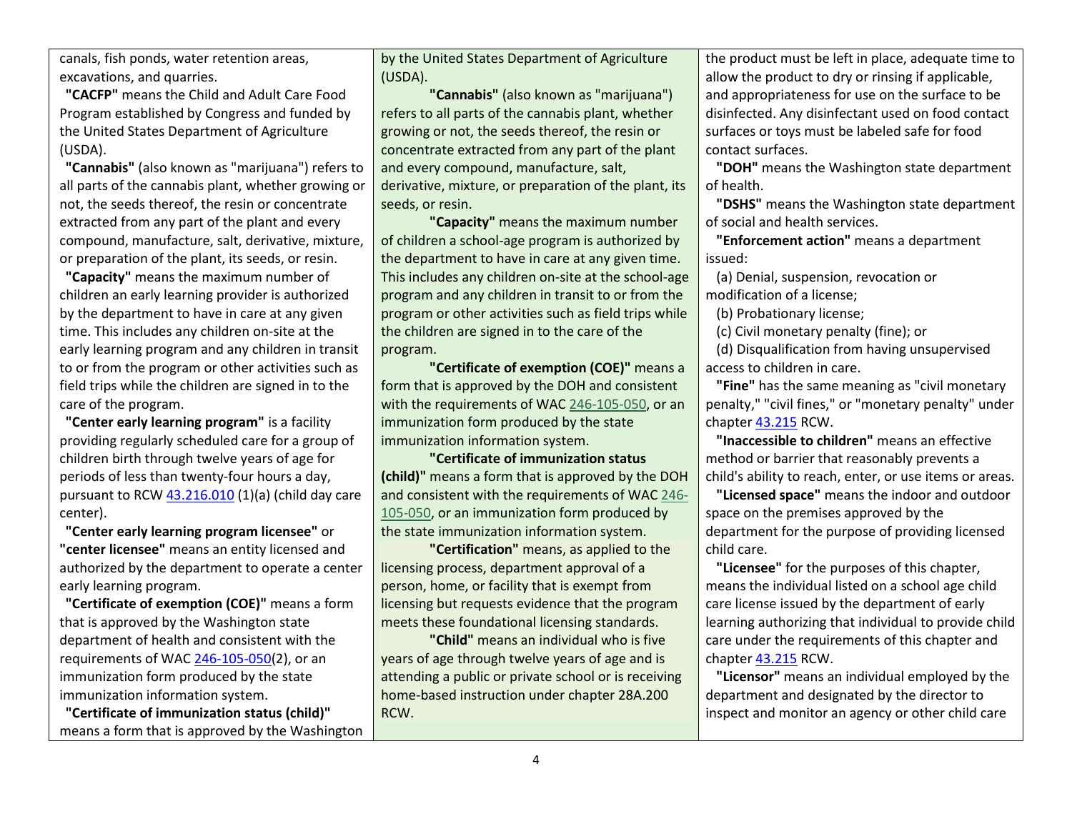canals, fish ponds, water retention areas, excavations, and quarries.

**"CACFP"** means the Child and Adult Care Food Program established by Congress and funded by the United States Department of Agriculture (USDA).

**"Cannabis"** (also known as "marijuana") refers to all parts of the cannabis plant, whether growing or not, the seeds thereof, the resin or concentrate extracted from any part of the plant and every compound, manufacture, salt, derivative, mixture, or preparation of the plant, its seeds, or resin.

**"Capacity"** means the maximum number of children an early learning provider is authorized by the department to have in care at any given time. This includes any children on-site at the early learning program and any children in transit to or from the program or other activities such as field trips while the children are signed in to the care of the program.

**"Center early learning program"** is a facility providing regularly scheduled care for a group of children birth through twelve years of age for periods of less than twenty-four hours a day, pursuant to RCW 43.216.010 (1)(a) (child day care center).

**"Center early learning program licensee"** or **"center licensee"** means an entity licensed and authorized by the department to operate a center early learning program.

**"Certificate of exemption (COE)"** means a form that is approved by the Washington state department of health and consistent with the requirements of WAC 246-105-050(2), or an immunization form produced by the state immunization information system.

**"Certificate of immunization status (child)"** means a form that is approved by the Washington

by the United States Department of Agriculture (USDA).

**"Cannabis"** (also known as "marijuana") refers to all parts of the cannabis plant, whether growing or not, the seeds thereof, the resin or concentrate extracted from any part of the plant and every compound, manufacture, salt, derivative, mixture, or preparation of the plant, its seeds, or resin.

**"Capacity"** means the maximum number of children a school-age program is authorized by the department to have in care at any given time. This includes any children on-site at the school-age program and any children in transit to or from the program or other activities such as field trips while the children are signed in to the care of the program.

**"Certificate of exemption (COE)"** means a form that is approved by the DOH and consistent with the requirements of WAC 246-105-050, or an immunization form produced by the state immunization information system.

**"Certificate of immunization status (child)"** means a form that is approved by the DOH and consistent with the requirements of WAC 246-105-050, or an immunization form produced by the state immunization information system.

**"Certification"** means, as applied to the licensing process, department approval of a person, home, or facility that is exempt from licensing but requests evidence that the program meets these foundational licensing standards.

**"Child"** means an individual who is five years of age through twelve years of age and is attending a public or private school or is receiving home-based instruction under chapter 28A.200 RCW.

the product must be left in place, adequate time to allow the product to dry or rinsing if applicable, and appropriateness for use on the surface to be disinfected. Any disinfectant used on food contact surfaces or toys must be labeled safe for food contact surfaces.

**"DOH"** means the Washington state department of health.

**"DSHS"** means the Washington state department of social and health services.

**"Enforcement action"** means a department issued:

(a) Denial, suspension, revocation or modification of a license;

(b) Probationary license;

(c) Civil monetary penalty (fine); or

(d) Disqualification from having unsupervised access to children in care.

**"Fine"** has the same meaning as "civil monetary penalty," "civil fines," or "monetary penalty" under chapter 43.215 RCW.

**"Inaccessible to children"** means an effective method or barrier that reasonably prevents a child's ability to reach, enter, or use items or areas.

**"Licensed space"** means the indoor and outdoor space on the premises approved by the department for the purpose of providing licensed child care.

**"Licensee"** for the purposes of this chapter, means the individual listed on a school age child care license issued by the department of early learning authorizing that individual to provide child care under the requirements of this chapter and chapter 43.215 RCW.

**"Licensor"** means an individual employed by the department and designated by the director to inspect and monitor an agency or other child care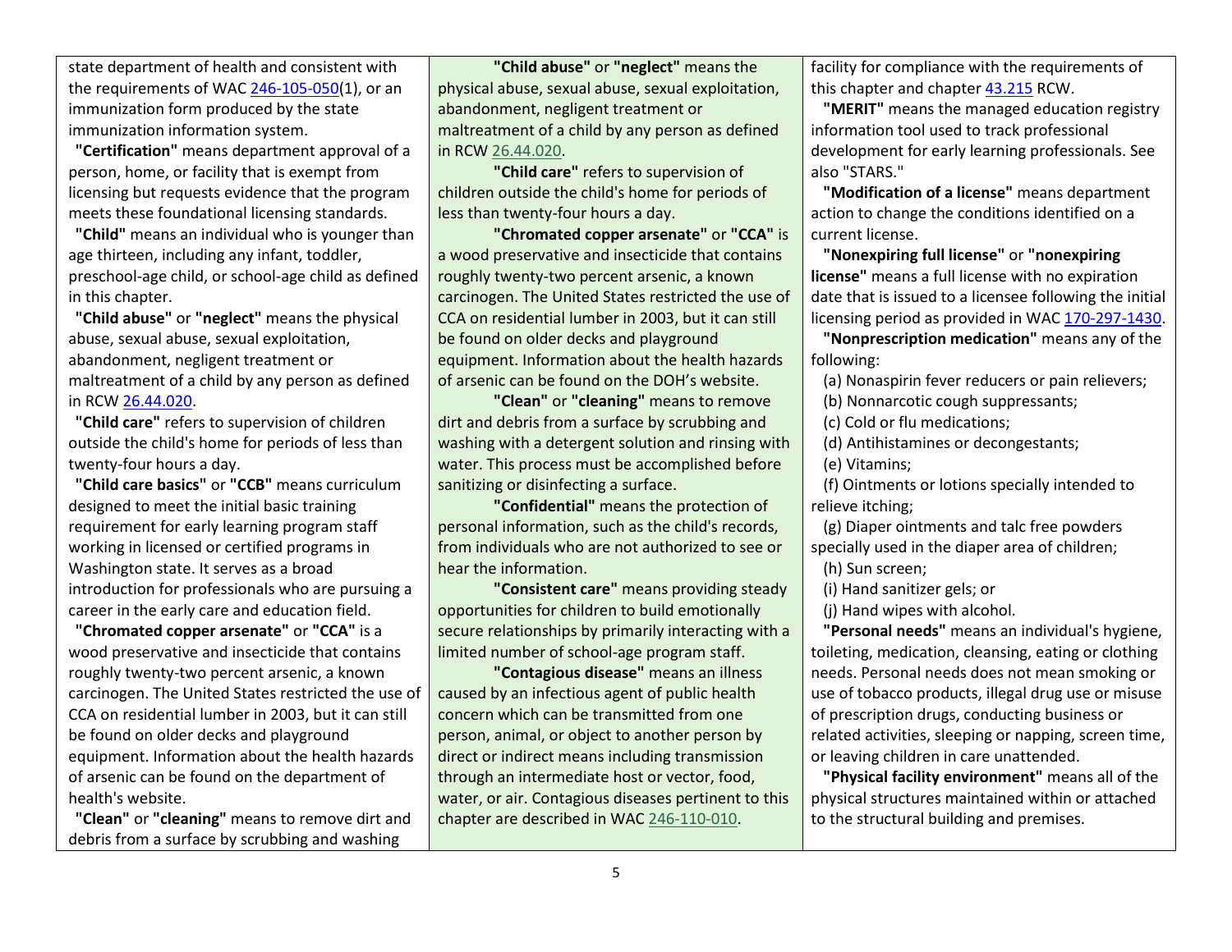| | | |
|---|---|---|
| state department of health and consistent with the requirements of WAC 246-105-050(1), or an immunization form produced by the state immunization information system.<br>**"Certification"** means department approval of a person, home, or facility that is exempt from licensing but requests evidence that the program meets these foundational licensing standards.<br>**"Child"** means an individual who is younger than age thirteen, including any infant, toddler, preschool-age child, or school-age child as defined in this chapter.<br>**"Child abuse"** or **"neglect"** means the physical abuse, sexual abuse, sexual exploitation, abandonment, negligent treatment or maltreatment of a child by any person as defined in RCW 26.44.020.<br>**"Child care"** refers to supervision of children outside the child's home for periods of less than twenty-four hours a day.<br>**"Child care basics"** or **"CCB"** means curriculum designed to meet the initial basic training requirement for early learning program staff working in licensed or certified programs in Washington state. It serves as a broad introduction for professionals who are pursuing a career in the early care and education field.<br>**"Chromated copper arsenate"** or **"CCA"** is a wood preservative and insecticide that contains roughly twenty-two percent arsenic, a known carcinogen. The United States restricted the use of CCA on residential lumber in 2003, but it can still be found on older decks and playground equipment. Information about the health hazards of arsenic can be found on the department of health's website.<br>**"Clean"** or **"cleaning"** means to remove dirt and debris from a surface by scrubbing and washing | **"Child abuse"** or **"neglect"** means the physical abuse, sexual abuse, sexual exploitation, abandonment, negligent treatment or maltreatment of a child by any person as defined in RCW 26.44.020.<br>**"Child care"** refers to supervision of children outside the child's home for periods of less than twenty-four hours a day.<br>**"Chromated copper arsenate"** or **"CCA"** is a wood preservative and insecticide that contains roughly twenty-two percent arsenic, a known carcinogen. The United States restricted the use of CCA on residential lumber in 2003, but it can still be found on older decks and playground equipment. Information about the health hazards of arsenic can be found on the DOH's website.<br>**"Clean"** or **"cleaning"** means to remove dirt and debris from a surface by scrubbing and washing with a detergent solution and rinsing with water. This process must be accomplished before sanitizing or disinfecting a surface.<br>**"Confidential"** means the protection of personal information, such as the child's records, from individuals who are not authorized to see or hear the information.<br>**"Consistent care"** means providing steady opportunities for children to build emotionally secure relationships by primarily interacting with a limited number of school-age program staff.<br>**"Contagious disease"** means an illness caused by an infectious agent of public health concern which can be transmitted from one person, animal, or object to another person by direct or indirect means including transmission through an intermediate host or vector, food, water, or air. Contagious diseases pertinent to this chapter are described in WAC 246-110-010. | facility for compliance with the requirements of this chapter and chapter 43.215 RCW.<br>**"MERIT"** means the managed education registry information tool used to track professional development for early learning professionals. See also "STARS."<br>**"Modification of a license"** means department action to change the conditions identified on a current license.<br>**"Nonexpiring full license"** or **"nonexpiring license"** means a full license with no expiration date that is issued to a licensee following the initial licensing period as provided in WAC 170-297-1430.<br>**"Nonprescription medication"** means any of the following:<br>(a) Nonaspirin fever reducers or pain relievers;<br>(b) Nonnarcotic cough suppressants;<br>(c) Cold or flu medications;<br>(d) Antihistamines or decongestants;<br>(e) Vitamins;<br>(f) Ointments or lotions specially intended to relieve itching;<br>(g) Diaper ointments and talc free powders specially used in the diaper area of children;<br>(h) Sun screen;<br>(i) Hand sanitizer gels; or<br>(j) Hand wipes with alcohol.<br>**"Personal needs"** means an individual's hygiene, toileting, medication, cleansing, eating or clothing needs. Personal needs does not mean smoking or use of tobacco products, illegal drug use or misuse of prescription drugs, conducting business or related activities, sleeping or napping, screen time, or leaving children in care unattended.<br>**"Physical facility environment"** means all of the physical structures maintained within or attached to the structural building and premises. |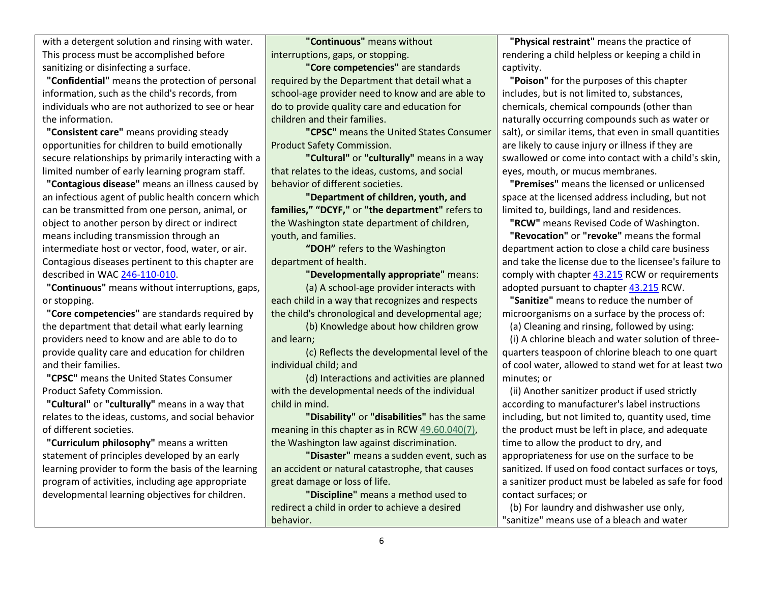with a detergent solution and rinsing with water. This process must be accomplished before sanitizing or disinfecting a surface.

**"Confidential"** means the protection of personal information, such as the child's records, from individuals who are not authorized to see or hear the information.

**"Consistent care"** means providing steady opportunities for children to build emotionally secure relationships by primarily interacting with a limited number of early learning program staff.

**"Contagious disease"** means an illness caused by an infectious agent of public health concern which can be transmitted from one person, animal, or object to another person by direct or indirect means including transmission through an intermediate host or vector, food, water, or air. Contagious diseases pertinent to this chapter are described in WAC 246-110-010.

**"Continuous"** means without interruptions, gaps, or stopping.

**"Core competencies"** are standards required by the department that detail what early learning providers need to know and are able to do to provide quality care and education for children and their families.

**"CPSC"** means the United States Consumer Product Safety Commission.

**"Cultural"** or **"culturally"** means in a way that relates to the ideas, customs, and social behavior of different societies.

**"Curriculum philosophy"** means a written statement of principles developed by an early learning provider to form the basis of the learning program of activities, including age appropriate developmental learning objectives for children.

**"Continuous"** means without interruptions, gaps, or stopping.

**"Core competencies"** are standards required by the Department that detail what a school-age provider need to know and are able to do to provide quality care and education for children and their families.

**"CPSC"** means the United States Consumer Product Safety Commission.

**"Cultural"** or **"culturally"** means in a way that relates to the ideas, customs, and social behavior of different societies.

**"Department of children, youth, and families," "DCYF,"** or **"the department"** refers to the Washington state department of children, youth, and families.

**"DOH"** refers to the Washington department of health.

**"Developmentally appropriate"** means:

(a) A school-age provider interacts with each child in a way that recognizes and respects the child's chronological and developmental age;

(b) Knowledge about how children grow and learn;

(c) Reflects the developmental level of the individual child; and

(d) Interactions and activities are planned with the developmental needs of the individual child in mind.

**"Disability"** or **"disabilities"** has the same meaning in this chapter as in RCW 49.60.040(7), the Washington law against discrimination.

**"Disaster"** means a sudden event, such as an accident or natural catastrophe, that causes great damage or loss of life.

**"Discipline"** means a method used to redirect a child in order to achieve a desired behavior.

**"Physical restraint"** means the practice of rendering a child helpless or keeping a child in captivity.

**"Poison"** for the purposes of this chapter includes, but is not limited to, substances, chemicals, chemical compounds (other than naturally occurring compounds such as water or salt), or similar items, that even in small quantities are likely to cause injury or illness if they are swallowed or come into contact with a child's skin, eyes, mouth, or mucus membranes.

**"Premises"** means the licensed or unlicensed space at the licensed address including, but not limited to, buildings, land and residences.

**"RCW"** means Revised Code of Washington.

**"Revocation"** or **"revoke"** means the formal department action to close a child care business and take the license due to the licensee's failure to comply with chapter 43.215 RCW or requirements adopted pursuant to chapter 43.215 RCW.

**"Sanitize"** means to reduce the number of microorganisms on a surface by the process of:

(a) Cleaning and rinsing, followed by using:

(i) A chlorine bleach and water solution of three-quarters teaspoon of chlorine bleach to one quart of cool water, allowed to stand wet for at least two minutes; or

(ii) Another sanitizer product if used strictly according to manufacturer's label instructions including, but not limited to, quantity used, time the product must be left in place, and adequate time to allow the product to dry, and appropriateness for use on the surface to be sanitized. If used on food contact surfaces or toys, a sanitizer product must be labeled as safe for food contact surfaces; or

(b) For laundry and dishwasher use only, "sanitize" means use of a bleach and water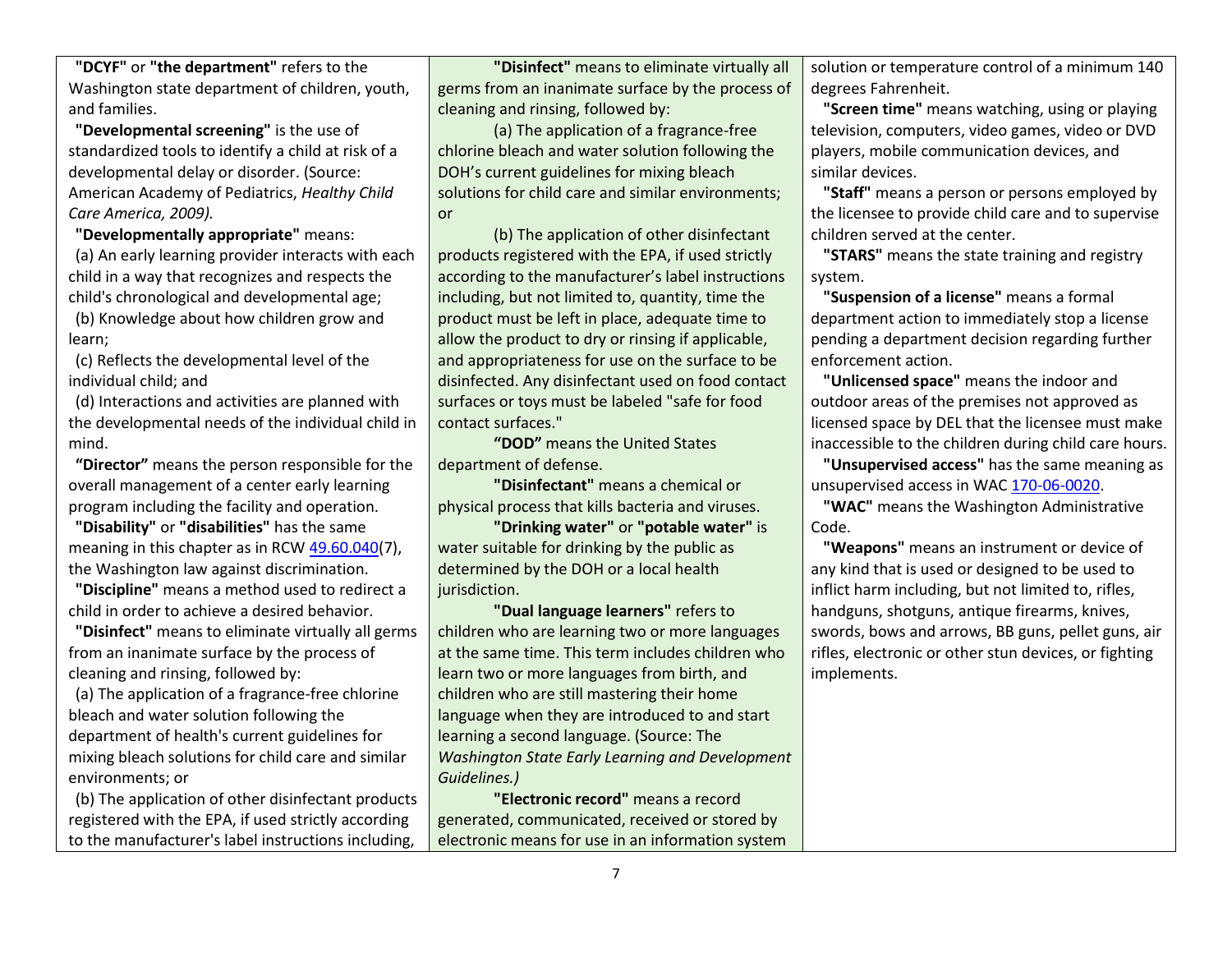**"DCYF"** or **"the department"** refers to the Washington state department of children, youth, and families.

**"Developmental screening"** is the use of standardized tools to identify a child at risk of a developmental delay or disorder. (Source: American Academy of Pediatrics, *Healthy Child Care America, 2009).*

**"Developmentally appropriate"** means:

(a) An early learning provider interacts with each child in a way that recognizes and respects the child's chronological and developmental age;

(b) Knowledge about how children grow and learn;

(c) Reflects the developmental level of the individual child; and

(d) Interactions and activities are planned with the developmental needs of the individual child in mind.

**"Director"** means the person responsible for the overall management of a center early learning program including the facility and operation.

**"Disability"** or **"disabilities"** has the same meaning in this chapter as in RCW 49.60.040(7), the Washington law against discrimination.

**"Discipline"** means a method used to redirect a child in order to achieve a desired behavior.

**"Disinfect"** means to eliminate virtually all germs from an inanimate surface by the process of cleaning and rinsing, followed by:

(a) The application of a fragrance-free chlorine bleach and water solution following the department of health's current guidelines for mixing bleach solutions for child care and similar environments; or

(b) The application of other disinfectant products registered with the EPA, if used strictly according to the manufacturer's label instructions including,

**"Disinfect"** means to eliminate virtually all germs from an inanimate surface by the process of cleaning and rinsing, followed by:

(a) The application of a fragrance-free chlorine bleach and water solution following the DOH's current guidelines for mixing bleach solutions for child care and similar environments; or

(b) The application of other disinfectant products registered with the EPA, if used strictly according to the manufacturer's label instructions including, but not limited to, quantity, time the product must be left in place, adequate time to allow the product to dry or rinsing if applicable, and appropriateness for use on the surface to be disinfected. Any disinfectant used on food contact surfaces or toys must be labeled "safe for food contact surfaces."

**"DOD"** means the United States department of defense.

**"Disinfectant"** means a chemical or physical process that kills bacteria and viruses.

**"Drinking water"** or **"potable water"** is water suitable for drinking by the public as determined by the DOH or a local health jurisdiction.

**"Dual language learners"** refers to children who are learning two or more languages at the same time. This term includes children who learn two or more languages from birth, and children who are still mastering their home language when they are introduced to and start learning a second language. (Source: The *Washington State Early Learning and Development Guidelines.)*

**"Electronic record"** means a record generated, communicated, received or stored by electronic means for use in an information system

solution or temperature control of a minimum 140 degrees Fahrenheit.

**"Screen time"** means watching, using or playing television, computers, video games, video or DVD players, mobile communication devices, and similar devices.

**"Staff"** means a person or persons employed by the licensee to provide child care and to supervise children served at the center.

**"STARS"** means the state training and registry system.

**"Suspension of a license"** means a formal department action to immediately stop a license pending a department decision regarding further enforcement action.

**"Unlicensed space"** means the indoor and outdoor areas of the premises not approved as licensed space by DEL that the licensee must make inaccessible to the children during child care hours.

**"Unsupervised access"** has the same meaning as unsupervised access in WAC 170-06-0020.

**"WAC"** means the Washington Administrative Code.

**"Weapons"** means an instrument or device of any kind that is used or designed to be used to inflict harm including, but not limited to, rifles, handguns, shotguns, antique firearms, knives, swords, bows and arrows, BB guns, pellet guns, air rifles, electronic or other stun devices, or fighting implements.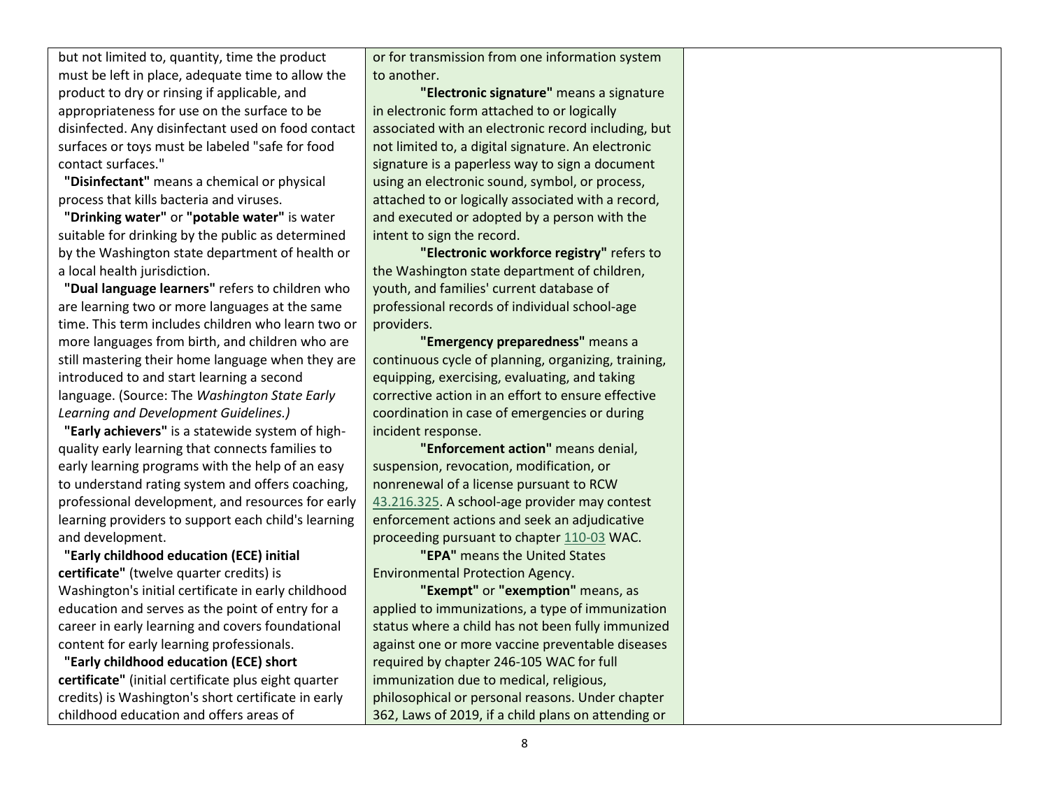| | | |
|---|---|---|
| but not limited to, quantity, time the product must be left in place, adequate time to allow the product to dry or rinsing if applicable, and appropriateness for use on the surface to be disinfected. Any disinfectant used on food contact surfaces or toys must be labeled "safe for food contact surfaces."<br>**"Disinfectant"** means a chemical or physical process that kills bacteria and viruses.<br>**"Drinking water"** or **"potable water"** is water suitable for drinking by the public as determined by the Washington state department of health or a local health jurisdiction.<br>**"Dual language learners"** refers to children who are learning two or more languages at the same time. This term includes children who learn two or more languages from birth, and children who are still mastering their home language when they are introduced to and start learning a second language. (Source: The *Washington State Early Learning and Development Guidelines.)*<br>**"Early achievers"** is a statewide system of high-quality early learning that connects families to early learning programs with the help of an easy to understand rating system and offers coaching, professional development, and resources for early learning providers to support each child's learning and development.<br>**"Early childhood education (ECE) initial certificate"** (twelve quarter credits) is Washington's initial certificate in early childhood education and serves as the point of entry for a career in early learning and covers foundational content for early learning professionals.<br>**"Early childhood education (ECE) short certificate"** (initial certificate plus eight quarter credits) is Washington's short certificate in early childhood education and offers areas of | or for transmission from one information system to another.<br>**"Electronic signature"** means a signature in electronic form attached to or logically associated with an electronic record including, but not limited to, a digital signature. An electronic signature is a paperless way to sign a document using an electronic sound, symbol, or process, attached to or logically associated with a record, and executed or adopted by a person with the intent to sign the record.<br>**"Electronic workforce registry"** refers to the Washington state department of children, youth, and families' current database of professional records of individual school-age providers.<br>**"Emergency preparedness"** means a continuous cycle of planning, organizing, training, equipping, exercising, evaluating, and taking corrective action in an effort to ensure effective coordination in case of emergencies or during incident response.<br>**"Enforcement action"** means denial, suspension, revocation, modification, or nonrenewal of a license pursuant to RCW 43.216.325. A school-age provider may contest enforcement actions and seek an adjudicative proceeding pursuant to chapter 110-03 WAC.<br>**"EPA"** means the United States Environmental Protection Agency.<br>**"Exempt"** or **"exemption"** means, as applied to immunizations, a type of immunization status where a child has not been fully immunized against one or more vaccine preventable diseases required by chapter 246-105 WAC for full immunization due to medical, religious, philosophical or personal reasons. Under chapter 362, Laws of 2019, if a child plans on attending or | |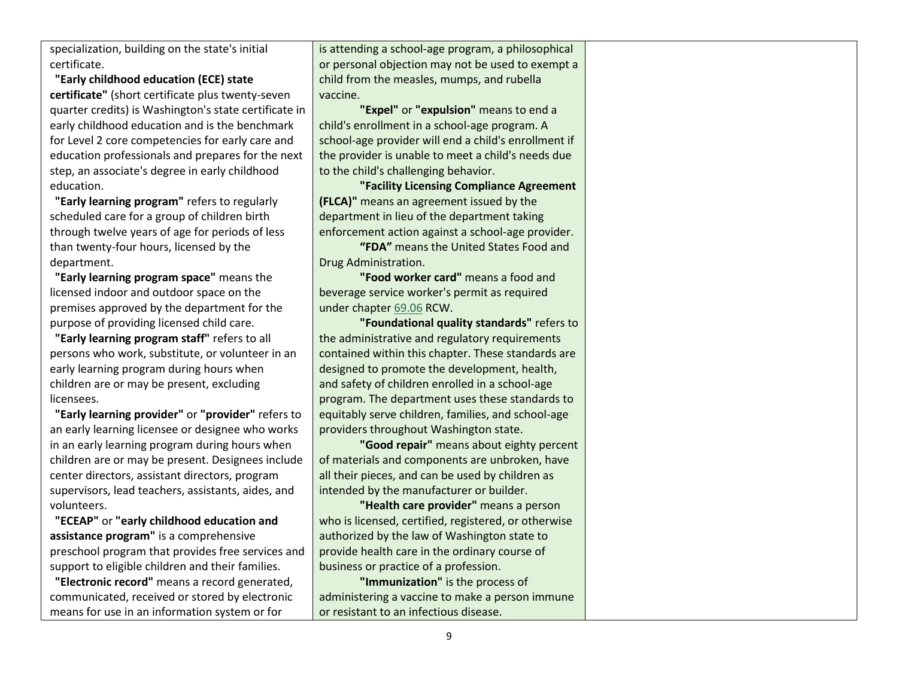| | | |
|---|---|---|
| specialization, building on the state's initial certificate.<br><br>**"Early childhood education (ECE) state certificate"** (short certificate plus twenty-seven quarter credits) is Washington's state certificate in early childhood education and is the benchmark for Level 2 core competencies for early care and education professionals and prepares for the next step, an associate's degree in early childhood education.<br><br>**"Early learning program"** refers to regularly scheduled care for a group of children birth through twelve years of age for periods of less than twenty-four hours, licensed by the department.<br><br>**"Early learning program space"** means the licensed indoor and outdoor space on the premises approved by the department for the purpose of providing licensed child care.<br><br>**"Early learning program staff"** refers to all persons who work, substitute, or volunteer in an early learning program during hours when children are or may be present, excluding licensees.<br><br>**"Early learning provider"** or **"provider"** refers to an early learning licensee or designee who works in an early learning program during hours when children are or may be present. Designees include center directors, assistant directors, program supervisors, lead teachers, assistants, aides, and volunteers.<br><br>**"ECEAP"** or **"early childhood education and assistance program"** is a comprehensive preschool program that provides free services and support to eligible children and their families.<br><br>**"Electronic record"** means a record generated, communicated, received or stored by electronic means for use in an information system or for | is attending a school-age program, a philosophical or personal objection may not be used to exempt a child from the measles, mumps, and rubella vaccine.<br><br>**"Expel"** or **"expulsion"** means to end a child's enrollment in a school-age program. A school-age provider will end a child's enrollment if the provider is unable to meet a child's needs due to the child's challenging behavior.<br><br>**"Facility Licensing Compliance Agreement (FLCA)"** means an agreement issued by the department in lieu of the department taking enforcement action against a school-age provider.<br><br>**"FDA"** means the United States Food and Drug Administration.<br><br>**"Food worker card"** means a food and beverage service worker's permit as required under chapter 69.06 RCW.<br><br>**"Foundational quality standards"** refers to the administrative and regulatory requirements contained within this chapter. These standards are designed to promote the development, health, and safety of children enrolled in a school-age program. The department uses these standards to equitably serve children, families, and school-age providers throughout Washington state.<br><br>**"Good repair"** means about eighty percent of materials and components are unbroken, have all their pieces, and can be used by children as intended by the manufacturer or builder.<br><br>**"Health care provider"** means a person who is licensed, certified, registered, or otherwise authorized by the law of Washington state to provide health care in the ordinary course of business or practice of a profession.<br><br>**"Immunization"** is the process of administering a vaccine to make a person immune or resistant to an infectious disease. | |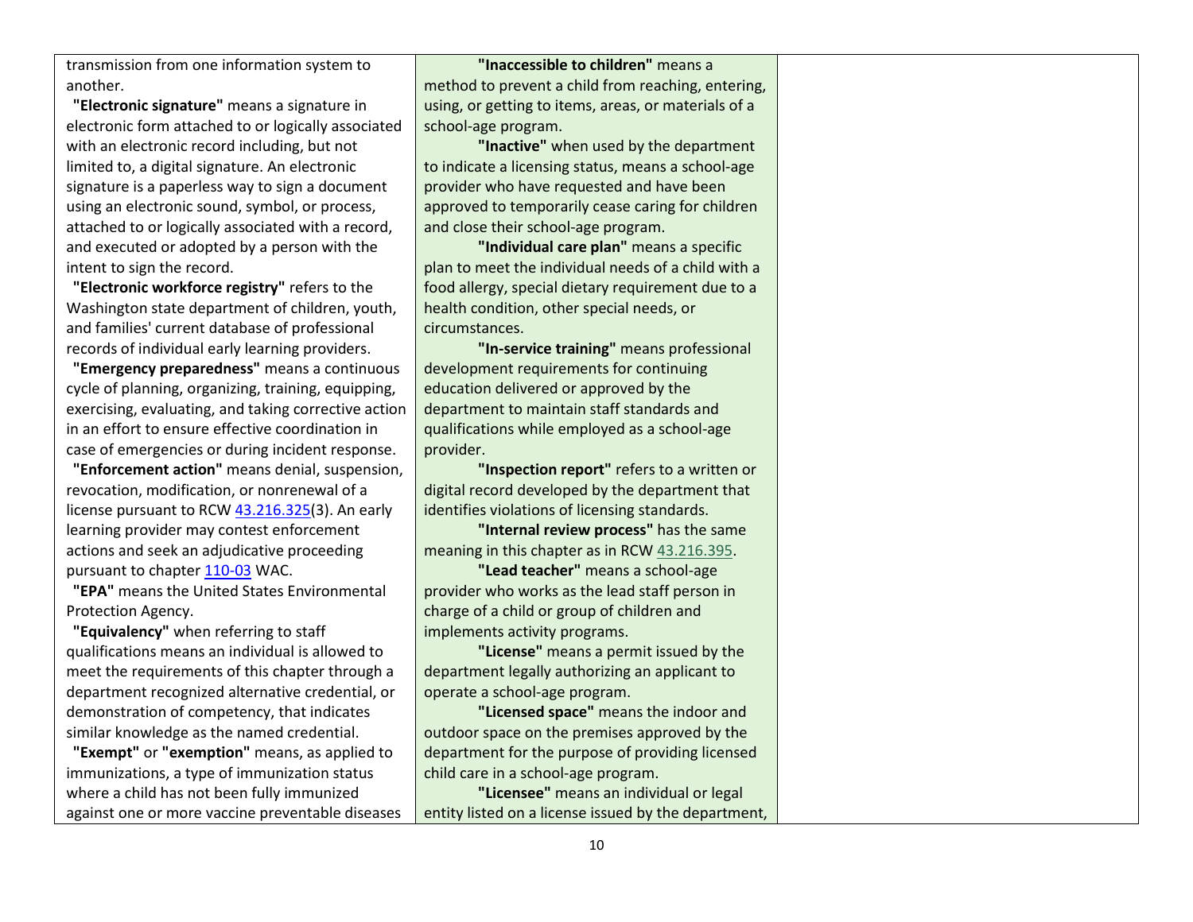transmission from one information system to another.

**"Electronic signature"** means a signature in electronic form attached to or logically associated with an electronic record including, but not limited to, a digital signature. An electronic signature is a paperless way to sign a document using an electronic sound, symbol, or process, attached to or logically associated with a record, and executed or adopted by a person with the intent to sign the record.

**"Electronic workforce registry"** refers to the Washington state department of children, youth, and families' current database of professional records of individual early learning providers.

**"Emergency preparedness"** means a continuous cycle of planning, organizing, training, equipping, exercising, evaluating, and taking corrective action in an effort to ensure effective coordination in case of emergencies or during incident response.

**"Enforcement action"** means denial, suspension, revocation, modification, or nonrenewal of a license pursuant to RCW 43.216.325(3). An early learning provider may contest enforcement actions and seek an adjudicative proceeding pursuant to chapter 110-03 WAC.

**"EPA"** means the United States Environmental Protection Agency.

**"Equivalency"** when referring to staff qualifications means an individual is allowed to meet the requirements of this chapter through a department recognized alternative credential, or demonstration of competency, that indicates similar knowledge as the named credential.

**"Exempt"** or **"exemption"** means, as applied to immunizations, a type of immunization status where a child has not been fully immunized against one or more vaccine preventable diseases

**"Inaccessible to children"** means a method to prevent a child from reaching, entering, using, or getting to items, areas, or materials of a school-age program.

**"Inactive"** when used by the department to indicate a licensing status, means a school-age provider who have requested and have been approved to temporarily cease caring for children and close their school-age program.

**"Individual care plan"** means a specific plan to meet the individual needs of a child with a food allergy, special dietary requirement due to a health condition, other special needs, or circumstances.

**"In-service training"** means professional development requirements for continuing education delivered or approved by the department to maintain staff standards and qualifications while employed as a school-age provider.

**"Inspection report"** refers to a written or digital record developed by the department that identifies violations of licensing standards.

**"Internal review process"** has the same meaning in this chapter as in RCW 43.216.395.

**"Lead teacher"** means a school-age provider who works as the lead staff person in charge of a child or group of children and implements activity programs.

**"License"** means a permit issued by the department legally authorizing an applicant to operate a school-age program.

**"Licensed space"** means the indoor and outdoor space on the premises approved by the department for the purpose of providing licensed child care in a school-age program.

**"Licensee"** means an individual or legal entity listed on a license issued by the department,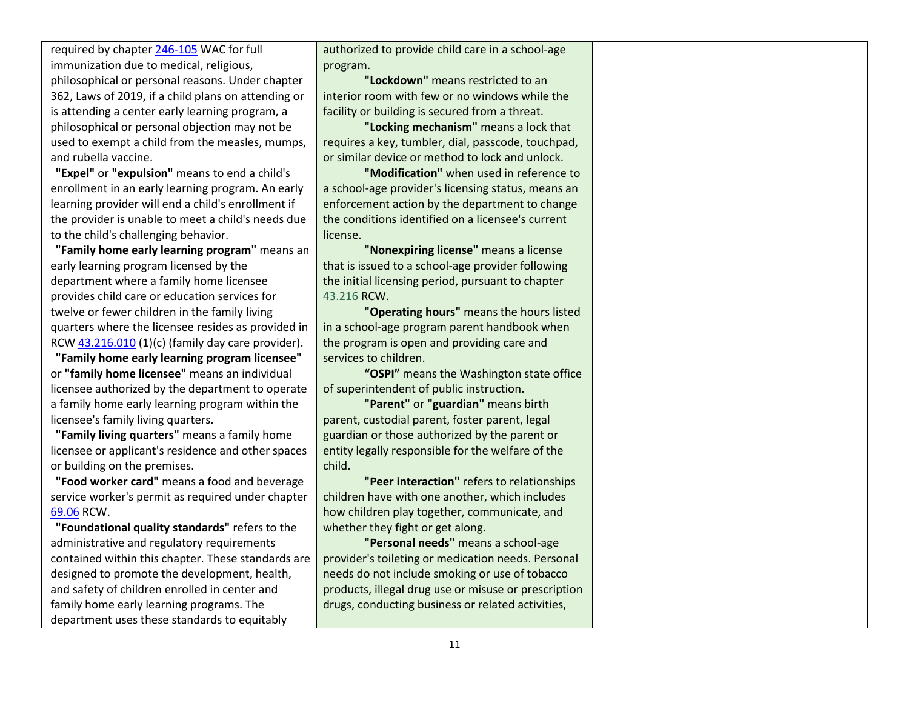| | | |
|---|---|---|
| required by chapter 246-105 WAC for full immunization due to medical, religious, philosophical or personal reasons. Under chapter 362, Laws of 2019, if a child plans on attending or is attending a center early learning program, a philosophical or personal objection may not be used to exempt a child from the measles, mumps, and rubella vaccine.<br>**"Expel"** or **"expulsion"** means to end a child's enrollment in an early learning program. An early learning provider will end a child's enrollment if the provider is unable to meet a child's needs due to the child's challenging behavior.<br>**"Family home early learning program"** means an early learning program licensed by the department where a family home licensee provides child care or education services for twelve or fewer children in the family living quarters where the licensee resides as provided in RCW 43.216.010 (1)(c) (family day care provider).<br>**"Family home early learning program licensee"** or **"family home licensee"** means an individual licensee authorized by the department to operate a family home early learning program within the licensee's family living quarters.<br>**"Family living quarters"** means a family home licensee or applicant's residence and other spaces or building on the premises.<br>**"Food worker card"** means a food and beverage service worker's permit as required under chapter 69.06 RCW.<br>**"Foundational quality standards"** refers to the administrative and regulatory requirements contained within this chapter. These standards are designed to promote the development, health, and safety of children enrolled in center and family home early learning programs. The department uses these standards to equitably | authorized to provide child care in a school-age program.<br>**"Lockdown"** means restricted to an interior room with few or no windows while the facility or building is secured from a threat.<br>**"Locking mechanism"** means a lock that requires a key, tumbler, dial, passcode, touchpad, or similar device or method to lock and unlock.<br>**"Modification"** when used in reference to a school-age provider's licensing status, means an enforcement action by the department to change the conditions identified on a licensee's current license.<br>**"Nonexpiring license"** means a license that is issued to a school-age provider following the initial licensing period, pursuant to chapter 43.216 RCW.<br>**"Operating hours"** means the hours listed in a school-age program parent handbook when the program is open and providing care and services to children.<br>**"OSPI"** means the Washington state office of superintendent of public instruction.<br>**"Parent"** or **"guardian"** means birth parent, custodial parent, foster parent, legal guardian or those authorized by the parent or entity legally responsible for the welfare of the child.<br>**"Peer interaction"** refers to relationships children have with one another, which includes how children play together, communicate, and whether they fight or get along.<br>**"Personal needs"** means a school-age provider's toileting or medication needs. Personal needs do not include smoking or use of tobacco products, illegal drug use or misuse or prescription drugs, conducting business or related activities, | |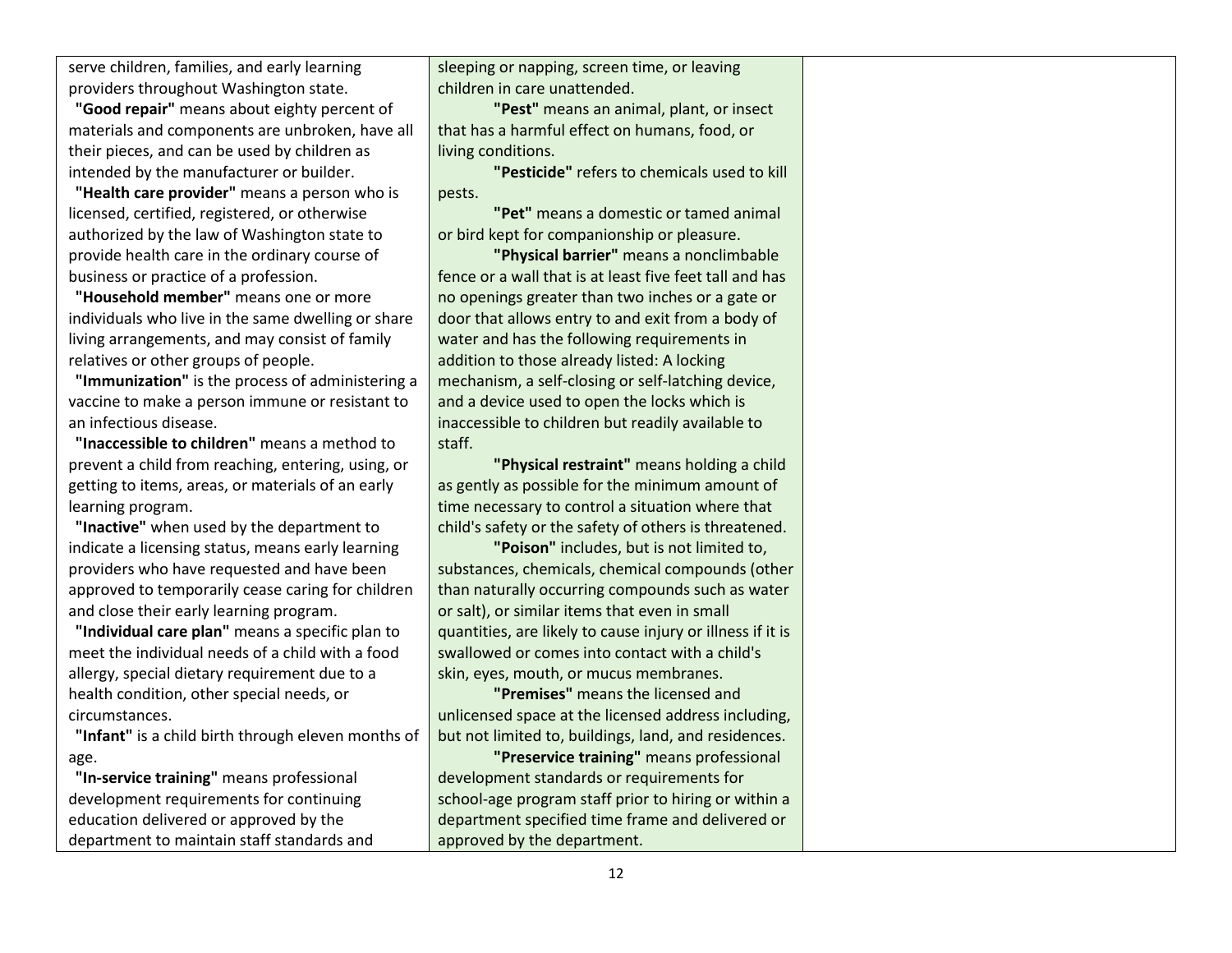| | | |
|---|---|---|
| serve children, families, and early learning providers throughout Washington state.<br>**"Good repair"** means about eighty percent of materials and components are unbroken, have all their pieces, and can be used by children as intended by the manufacturer or builder.<br>**"Health care provider"** means a person who is licensed, certified, registered, or otherwise authorized by the law of Washington state to provide health care in the ordinary course of business or practice of a profession.<br>**"Household member"** means one or more individuals who live in the same dwelling or share living arrangements, and may consist of family relatives or other groups of people.<br>**"Immunization"** is the process of administering a vaccine to make a person immune or resistant to an infectious disease.<br>**"Inaccessible to children"** means a method to prevent a child from reaching, entering, using, or getting to items, areas, or materials of an early learning program.<br>**"Inactive"** when used by the department to indicate a licensing status, means early learning providers who have requested and have been approved to temporarily cease caring for children and close their early learning program.<br>**"Individual care plan"** means a specific plan to meet the individual needs of a child with a food allergy, special dietary requirement due to a health condition, other special needs, or circumstances.<br>**"Infant"** is a child birth through eleven months of age.<br>**"In-service training"** means professional development requirements for continuing education delivered or approved by the department to maintain staff standards and | sleeping or napping, screen time, or leaving children in care unattended.<br>**"Pest"** means an animal, plant, or insect that has a harmful effect on humans, food, or living conditions.<br>**"Pesticide"** refers to chemicals used to kill pests.<br>**"Pet"** means a domestic or tamed animal or bird kept for companionship or pleasure.<br>**"Physical barrier"** means a nonclimbable fence or a wall that is at least five feet tall and has no openings greater than two inches or a gate or door that allows entry to and exit from a body of water and has the following requirements in addition to those already listed: A locking mechanism, a self-closing or self-latching device, and a device used to open the locks which is inaccessible to children but readily available to staff.<br>**"Physical restraint"** means holding a child as gently as possible for the minimum amount of time necessary to control a situation where that child's safety or the safety of others is threatened.<br>**"Poison"** includes, but is not limited to, substances, chemicals, chemical compounds (other than naturally occurring compounds such as water or salt), or similar items that even in small quantities, are likely to cause injury or illness if it is swallowed or comes into contact with a child's skin, eyes, mouth, or mucus membranes.<br>**"Premises"** means the licensed and unlicensed space at the licensed address including, but not limited to, buildings, land, and residences.<br>**"Preservice training"** means professional development standards or requirements for school-age program staff prior to hiring or within a department specified time frame and delivered or approved by the department. | |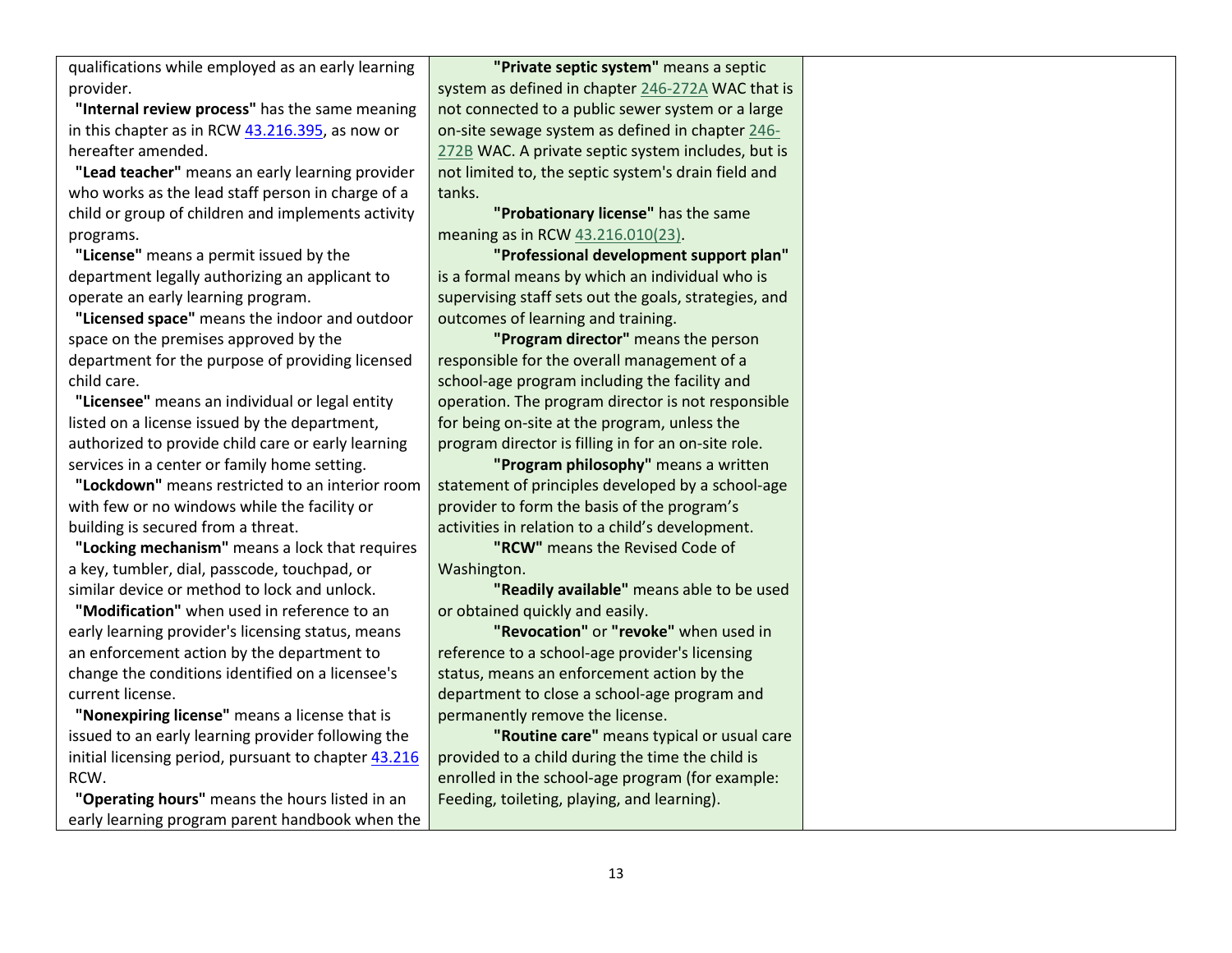| | | |
|---|---|---|
| qualifications while employed as an early learning provider.<br>**"Internal review process"** has the same meaning in this chapter as in RCW 43.216.395, as now or hereafter amended.<br>**"Lead teacher"** means an early learning provider who works as the lead staff person in charge of a child or group of children and implements activity programs.<br>**"License"** means a permit issued by the department legally authorizing an applicant to operate an early learning program.<br>**"Licensed space"** means the indoor and outdoor space on the premises approved by the department for the purpose of providing licensed child care.<br>**"Licensee"** means an individual or legal entity listed on a license issued by the department, authorized to provide child care or early learning services in a center or family home setting.<br>**"Lockdown"** means restricted to an interior room with few or no windows while the facility or building is secured from a threat.<br>**"Locking mechanism"** means a lock that requires a key, tumbler, dial, passcode, touchpad, or similar device or method to lock and unlock.<br>**"Modification"** when used in reference to an early learning provider's licensing status, means an enforcement action by the department to change the conditions identified on a licensee's current license.<br>**"Nonexpiring license"** means a license that is issued to an early learning provider following the initial licensing period, pursuant to chapter 43.216 RCW.<br>**"Operating hours"** means the hours listed in an early learning program parent handbook when the | **"Private septic system"** means a septic system as defined in chapter 246-272A WAC that is not connected to a public sewer system or a large on-site sewage system as defined in chapter 246-272B WAC. A private septic system includes, but is not limited to, the septic system's drain field and tanks.<br>**"Probationary license"** has the same meaning as in RCW 43.216.010(23).<br>**"Professional development support plan"** is a formal means by which an individual who is supervising staff sets out the goals, strategies, and outcomes of learning and training.<br>**"Program director"** means the person responsible for the overall management of a school-age program including the facility and operation. The program director is not responsible for being on-site at the program, unless the program director is filling in for an on-site role.<br>**"Program philosophy"** means a written statement of principles developed by a school-age provider to form the basis of the program's activities in relation to a child's development.<br>**"RCW"** means the Revised Code of Washington.<br>**"Readily available"** means able to be used or obtained quickly and easily.<br>**"Revocation"** or **"revoke"** when used in reference to a school-age provider's licensing status, means an enforcement action by the department to close a school-age program and permanently remove the license.<br>**"Routine care"** means typical or usual care provided to a child during the time the child is enrolled in the school-age program (for example: Feeding, toileting, playing, and learning). | |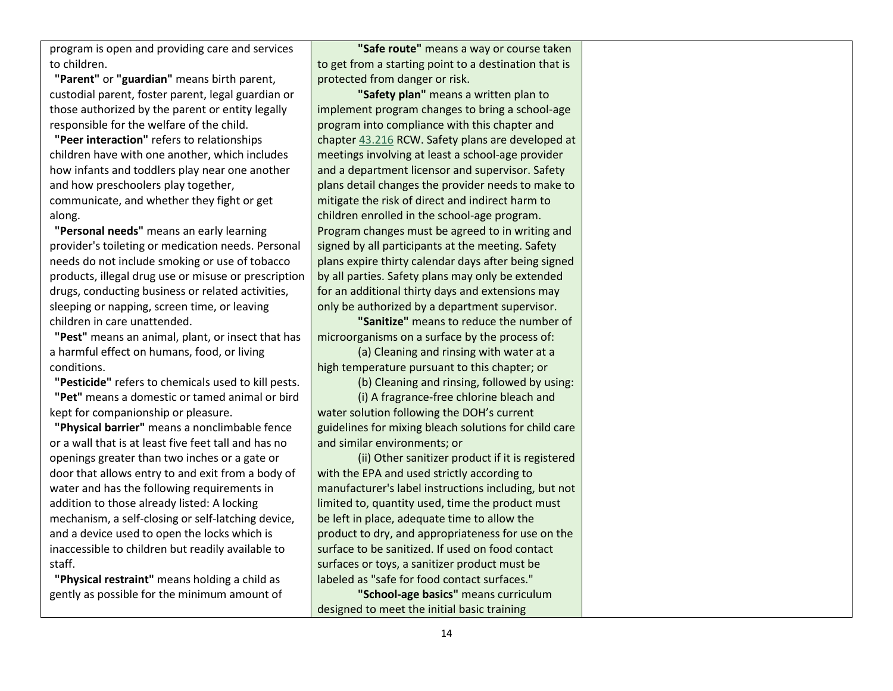| | | |
|---|---|---|
| program is open and providing care and services to children.<br>**"Parent"** or **"guardian"** means birth parent, custodial parent, foster parent, legal guardian or those authorized by the parent or entity legally responsible for the welfare of the child.<br>**"Peer interaction"** refers to relationships children have with one another, which includes how infants and toddlers play near one another and how preschoolers play together, communicate, and whether they fight or get along.<br>**"Personal needs"** means an early learning provider's toileting or medication needs. Personal needs do not include smoking or use of tobacco products, illegal drug use or misuse or prescription drugs, conducting business or related activities, sleeping or napping, screen time, or leaving children in care unattended.<br>**"Pest"** means an animal, plant, or insect that has a harmful effect on humans, food, or living conditions.<br>**"Pesticide"** refers to chemicals used to kill pests.<br>**"Pet"** means a domestic or tamed animal or bird kept for companionship or pleasure.<br>**"Physical barrier"** means a nonclimbable fence or a wall that is at least five feet tall and has no openings greater than two inches or a gate or door that allows entry to and exit from a body of water and has the following requirements in addition to those already listed: A locking mechanism, a self-closing or self-latching device, and a device used to open the locks which is inaccessible to children but readily available to staff.<br>**"Physical restraint"** means holding a child as gently as possible for the minimum amount of | **"Safe route"** means a way or course taken to get from a starting point to a destination that is protected from danger or risk.<br>**"Safety plan"** means a written plan to implement program changes to bring a school-age program into compliance with this chapter and chapter 43.216 RCW. Safety plans are developed at meetings involving at least a school-age provider and a department licensor and supervisor. Safety plans detail changes the provider needs to make to mitigate the risk of direct and indirect harm to children enrolled in the school-age program. Program changes must be agreed to in writing and signed by all participants at the meeting. Safety plans expire thirty calendar days after being signed by all parties. Safety plans may only be extended for an additional thirty days and extensions may only be authorized by a department supervisor.<br>**"Sanitize"** means to reduce the number of microorganisms on a surface by the process of:<br>(a) Cleaning and rinsing with water at a high temperature pursuant to this chapter; or<br>(b) Cleaning and rinsing, followed by using:<br>(i) A fragrance-free chlorine bleach and water solution following the DOH's current guidelines for mixing bleach solutions for child care and similar environments; or<br>(ii) Other sanitizer product if it is registered with the EPA and used strictly according to manufacturer's label instructions including, but not limited to, quantity used, time the product must be left in place, adequate time to allow the product to dry, and appropriateness for use on the surface to be sanitized. If used on food contact surfaces or toys, a sanitizer product must be labeled as "safe for food contact surfaces."<br>**"School-age basics"** means curriculum designed to meet the initial basic training | |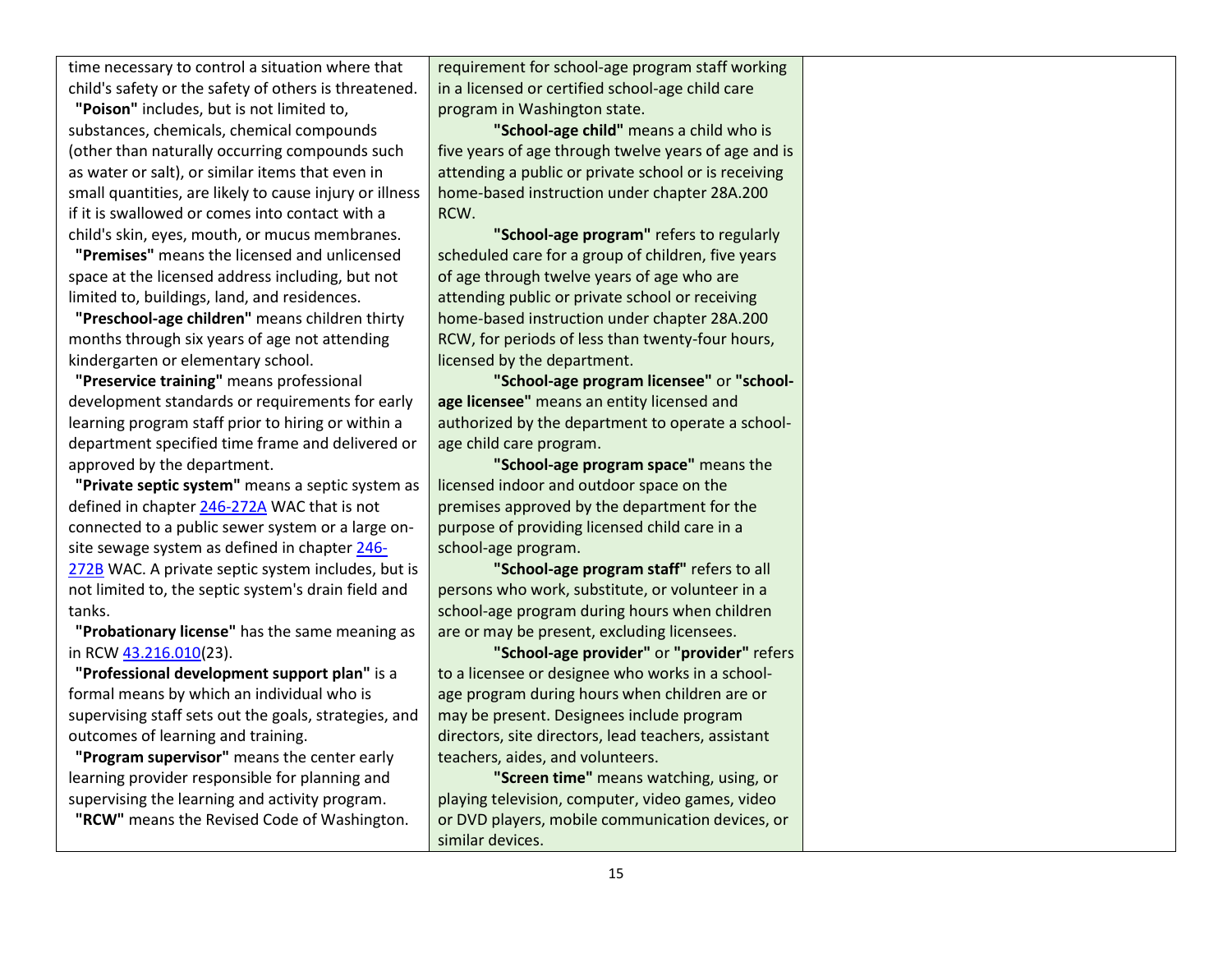| | | |
|---|---|---|
| time necessary to control a situation where that child's safety or the safety of others is threatened.<br>**"Poison"** includes, but is not limited to, substances, chemicals, chemical compounds (other than naturally occurring compounds such as water or salt), or similar items that even in small quantities, are likely to cause injury or illness if it is swallowed or comes into contact with a child's skin, eyes, mouth, or mucus membranes.<br>**"Premises"** means the licensed and unlicensed space at the licensed address including, but not limited to, buildings, land, and residences.<br>**"Preschool-age children"** means children thirty months through six years of age not attending kindergarten or elementary school.<br>**"Preservice training"** means professional development standards or requirements for early learning program staff prior to hiring or within a department specified time frame and delivered or approved by the department.<br>**"Private septic system"** means a septic system as defined in chapter 246-272A WAC that is not connected to a public sewer system or a large on-site sewage system as defined in chapter 246-272B WAC. A private septic system includes, but is not limited to, the septic system's drain field and tanks.<br>**"Probationary license"** has the same meaning as in RCW 43.216.010(23).<br>**"Professional development support plan"** is a formal means by which an individual who is supervising staff sets out the goals, strategies, and outcomes of learning and training.<br>**"Program supervisor"** means the center early learning provider responsible for planning and supervising the learning and activity program.<br>**"RCW"** means the Revised Code of Washington. | requirement for school-age program staff working in a licensed or certified school-age child care program in Washington state.<br>**"School-age child"** means a child who is five years of age through twelve years of age and is attending a public or private school or is receiving home-based instruction under chapter 28A.200 RCW.<br>**"School-age program"** refers to regularly scheduled care for a group of children, five years of age through twelve years of age who are attending public or private school or receiving home-based instruction under chapter 28A.200 RCW, for periods of less than twenty-four hours, licensed by the department.<br>**"School-age program licensee"** or **"school-age licensee"** means an entity licensed and authorized by the department to operate a school-age child care program.<br>**"School-age program space"** means the licensed indoor and outdoor space on the premises approved by the department for the purpose of providing licensed child care in a school-age program.<br>**"School-age program staff"** refers to all persons who work, substitute, or volunteer in a school-age program during hours when children are or may be present, excluding licensees.<br>**"School-age provider"** or **"provider"** refers to a licensee or designee who works in a school-age program during hours when children are or may be present. Designees include program directors, site directors, lead teachers, assistant teachers, aides, and volunteers.<br>**"Screen time"** means watching, using, or playing television, computer, video games, video or DVD players, mobile communication devices, or similar devices. | |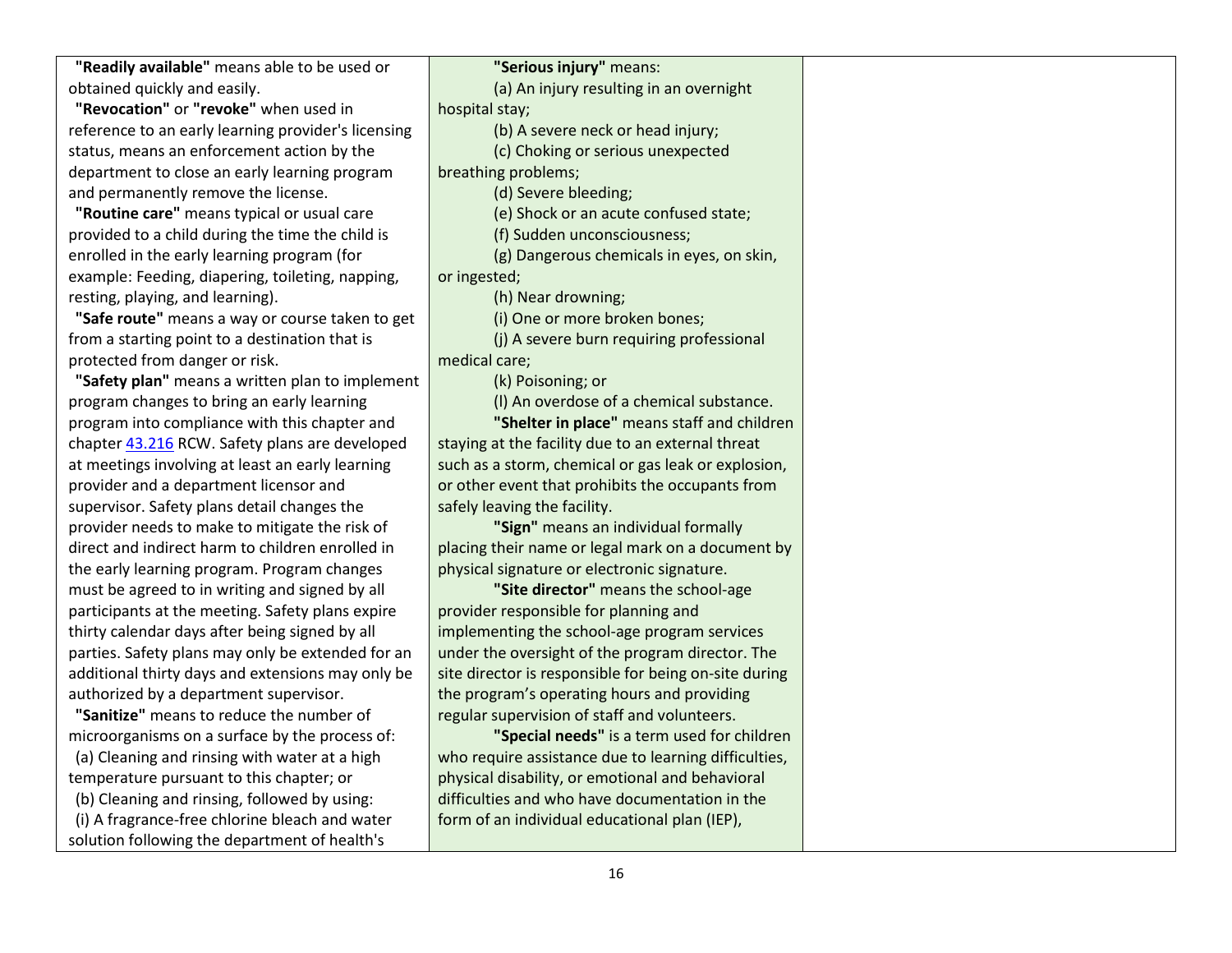**"Readily available"** means able to be used or obtained quickly and easily.

**"Revocation"** or **"revoke"** when used in reference to an early learning provider's licensing status, means an enforcement action by the department to close an early learning program and permanently remove the license.

**"Routine care"** means typical or usual care provided to a child during the time the child is enrolled in the early learning program (for example: Feeding, diapering, toileting, napping, resting, playing, and learning).

**"Safe route"** means a way or course taken to get from a starting point to a destination that is protected from danger or risk.

**"Safety plan"** means a written plan to implement program changes to bring an early learning program into compliance with this chapter and chapter 43.216 RCW. Safety plans are developed at meetings involving at least an early learning provider and a department licensor and supervisor. Safety plans detail changes the provider needs to make to mitigate the risk of direct and indirect harm to children enrolled in the early learning program. Program changes must be agreed to in writing and signed by all participants at the meeting. Safety plans expire thirty calendar days after being signed by all parties. Safety plans may only be extended for an additional thirty days and extensions may only be authorized by a department supervisor.

**"Sanitize"** means to reduce the number of microorganisms on a surface by the process of:

(a) Cleaning and rinsing with water at a high temperature pursuant to this chapter; or

(b) Cleaning and rinsing, followed by using:

(i) A fragrance-free chlorine bleach and water solution following the department of health's

**"Serious injury"** means:

(a) An injury resulting in an overnight hospital stay;

(b) A severe neck or head injury;

(c) Choking or serious unexpected breathing problems;

(d) Severe bleeding;

(e) Shock or an acute confused state;

(f) Sudden unconsciousness;

(g) Dangerous chemicals in eyes, on skin, or ingested;

(h) Near drowning;

(i) One or more broken bones;

(j) A severe burn requiring professional medical care;

(k) Poisoning; or

(l) An overdose of a chemical substance.

**"Shelter in place"** means staff and children staying at the facility due to an external threat such as a storm, chemical or gas leak or explosion, or other event that prohibits the occupants from safely leaving the facility.

**"Sign"** means an individual formally placing their name or legal mark on a document by physical signature or electronic signature.

**"Site director"** means the school-age provider responsible for planning and implementing the school-age program services under the oversight of the program director. The site director is responsible for being on-site during the program's operating hours and providing regular supervision of staff and volunteers.

**"Special needs"** is a term used for children who require assistance due to learning difficulties, physical disability, or emotional and behavioral difficulties and who have documentation in the form of an individual educational plan (IEP),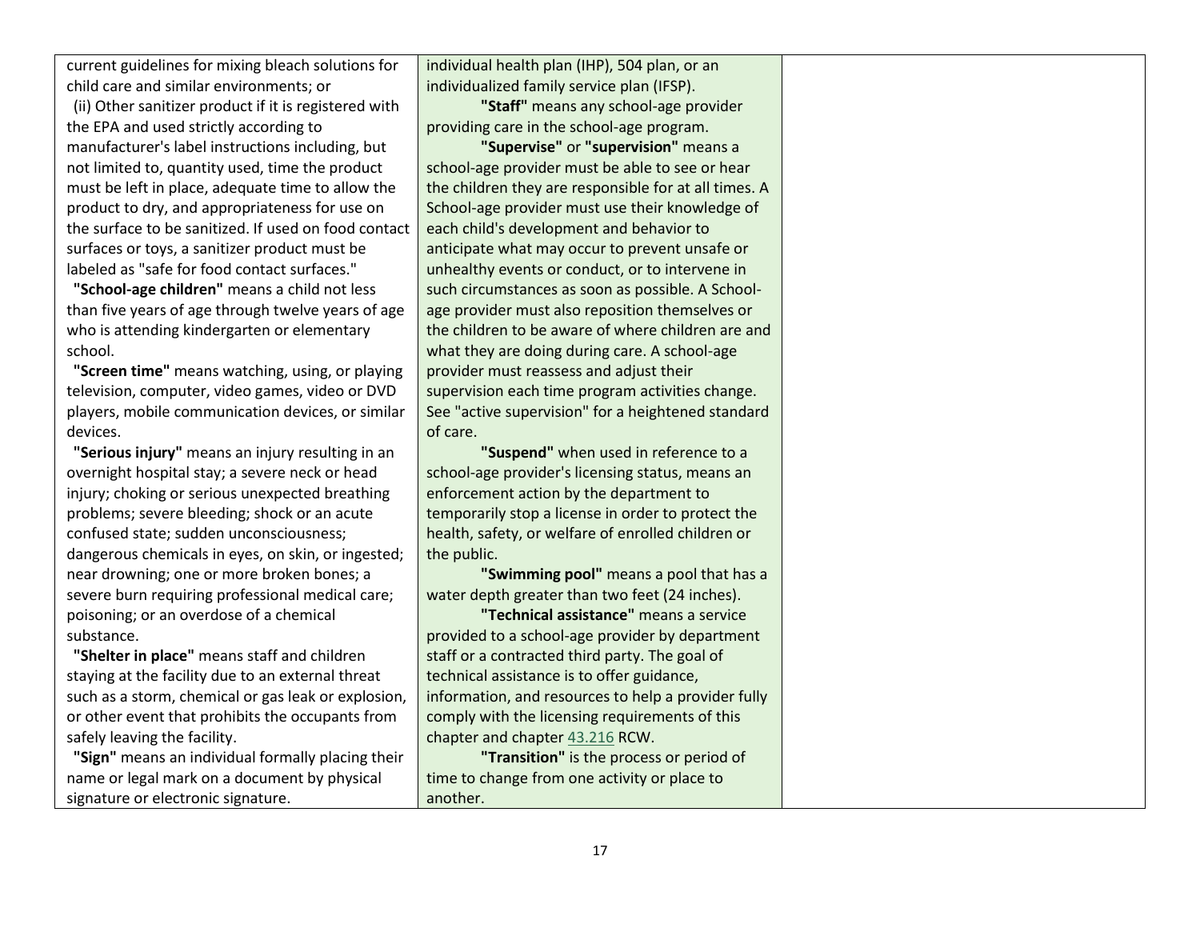| | | |
|---|---|---|
| current guidelines for mixing bleach solutions for child care and similar environments; or<br>(ii) Other sanitizer product if it is registered with the EPA and used strictly according to manufacturer's label instructions including, but not limited to, quantity used, time the product must be left in place, adequate time to allow the product to dry, and appropriateness for use on the surface to be sanitized. If used on food contact surfaces or toys, a sanitizer product must be labeled as "safe for food contact surfaces."<br>**"School-age children"** means a child not less than five years of age through twelve years of age who is attending kindergarten or elementary school.<br>**"Screen time"** means watching, using, or playing television, computer, video games, video or DVD players, mobile communication devices, or similar devices.<br>**"Serious injury"** means an injury resulting in an overnight hospital stay; a severe neck or head injury; choking or serious unexpected breathing problems; severe bleeding; shock or an acute confused state; sudden unconsciousness; dangerous chemicals in eyes, on skin, or ingested; near drowning; one or more broken bones; a severe burn requiring professional medical care; poisoning; or an overdose of a chemical substance.<br>**"Shelter in place"** means staff and children staying at the facility due to an external threat such as a storm, chemical or gas leak or explosion, or other event that prohibits the occupants from safely leaving the facility.<br>**"Sign"** means an individual formally placing their name or legal mark on a document by physical signature or electronic signature. | individual health plan (IHP), 504 plan, or an individualized family service plan (IFSP).<br>**"Staff"** means any school-age provider providing care in the school-age program.<br>**"Supervise"** or **"supervision"** means a school-age provider must be able to see or hear the children they are responsible for at all times. A School-age provider must use their knowledge of each child's development and behavior to anticipate what may occur to prevent unsafe or unhealthy events or conduct, or to intervene in such circumstances as soon as possible. A School-age provider must also reposition themselves or the children to be aware of where children are and what they are doing during care. A school-age provider must reassess and adjust their supervision each time program activities change. See "active supervision" for a heightened standard of care.<br>**"Suspend"** when used in reference to a school-age provider's licensing status, means an enforcement action by the department to temporarily stop a license in order to protect the health, safety, or welfare of enrolled children or the public.<br>**"Swimming pool"** means a pool that has a water depth greater than two feet (24 inches).<br>**"Technical assistance"** means a service provided to a school-age provider by department staff or a contracted third party. The goal of technical assistance is to offer guidance, information, and resources to help a provider fully comply with the licensing requirements of this chapter and chapter 43.216 RCW.<br>**"Transition"** is the process or period of time to change from one activity or place to another. | |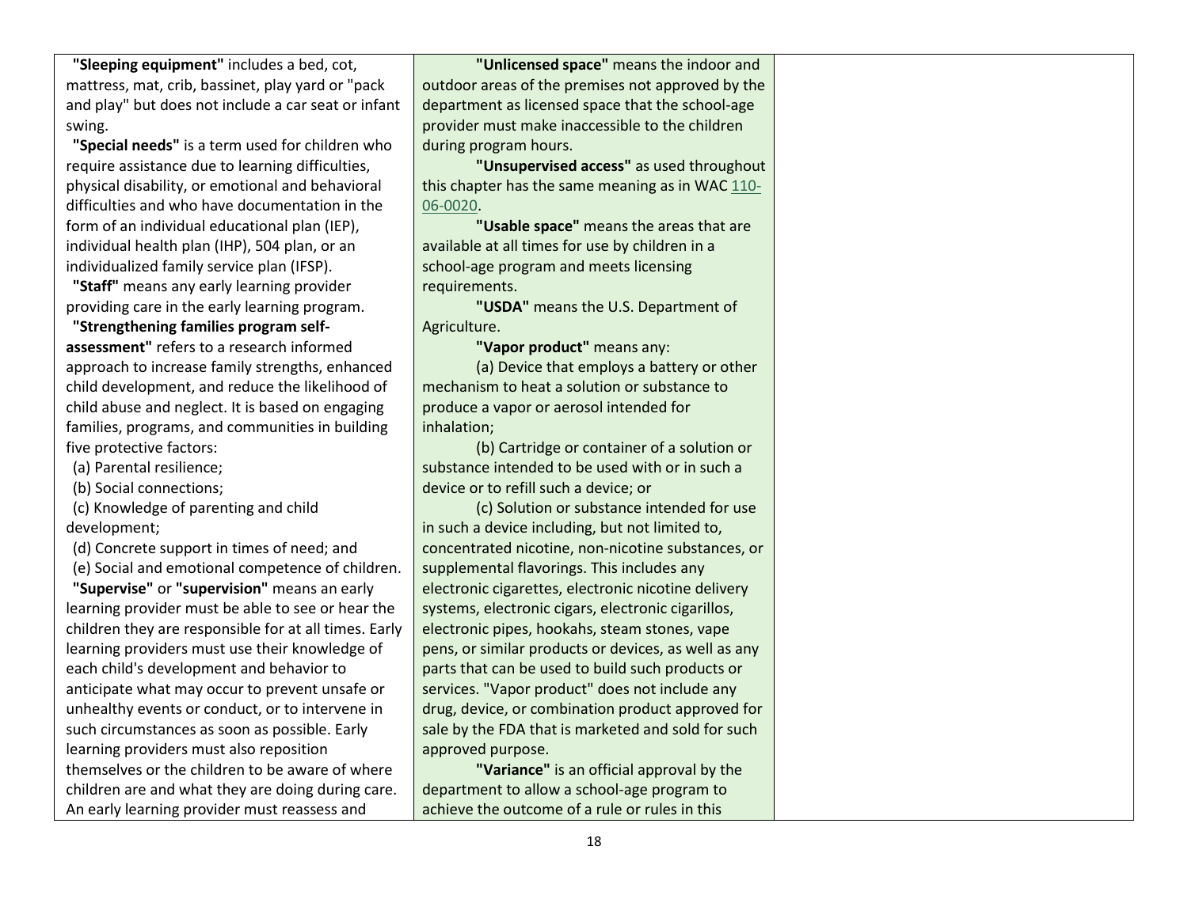| | | |
|---|---|---|
| **"Sleeping equipment"** includes a bed, cot, mattress, mat, crib, bassinet, play yard or "pack and play" but does not include a car seat or infant swing.<br>**"Special needs"** is a term used for children who require assistance due to learning difficulties, physical disability, or emotional and behavioral difficulties and who have documentation in the form of an individual educational plan (IEP), individual health plan (IHP), 504 plan, or an individualized family service plan (IFSP).<br>**"Staff"** means any early learning provider providing care in the early learning program.<br>**"Strengthening families program self-assessment"** refers to a research informed approach to increase family strengths, enhanced child development, and reduce the likelihood of child abuse and neglect. It is based on engaging families, programs, and communities in building five protective factors:<br>(a) Parental resilience;<br>(b) Social connections;<br>(c) Knowledge of parenting and child development;<br>(d) Concrete support in times of need; and<br>(e) Social and emotional competence of children.<br>**"Supervise"** or **"supervision"** means an early learning provider must be able to see or hear the children they are responsible for at all times. Early learning providers must use their knowledge of each child's development and behavior to anticipate what may occur to prevent unsafe or unhealthy events or conduct, or to intervene in such circumstances as soon as possible. Early learning providers must also reposition themselves or the children to be aware of where children are and what they are doing during care. An early learning provider must reassess and | **"Unlicensed space"** means the indoor and outdoor areas of the premises not approved by the department as licensed space that the school-age provider must make inaccessible to the children during program hours.<br>**"Unsupervised access"** as used throughout this chapter has the same meaning as in WAC 110-06-0020.<br>**"Usable space"** means the areas that are available at all times for use by children in a school-age program and meets licensing requirements.<br>**"USDA"** means the U.S. Department of Agriculture.<br>**"Vapor product"** means any:<br>(a) Device that employs a battery or other mechanism to heat a solution or substance to produce a vapor or aerosol intended for inhalation;<br>(b) Cartridge or container of a solution or substance intended to be used with or in such a device or to refill such a device; or<br>(c) Solution or substance intended for use in such a device including, but not limited to, concentrated nicotine, non-nicotine substances, or supplemental flavorings. This includes any electronic cigarettes, electronic nicotine delivery systems, electronic cigars, electronic cigarillos, electronic pipes, hookahs, steam stones, vape pens, or similar products or devices, as well as any parts that can be used to build such products or services. "Vapor product" does not include any drug, device, or combination product approved for sale by the FDA that is marketed and sold for such approved purpose.<br>**"Variance"** is an official approval by the department to allow a school-age program to achieve the outcome of a rule or rules in this | |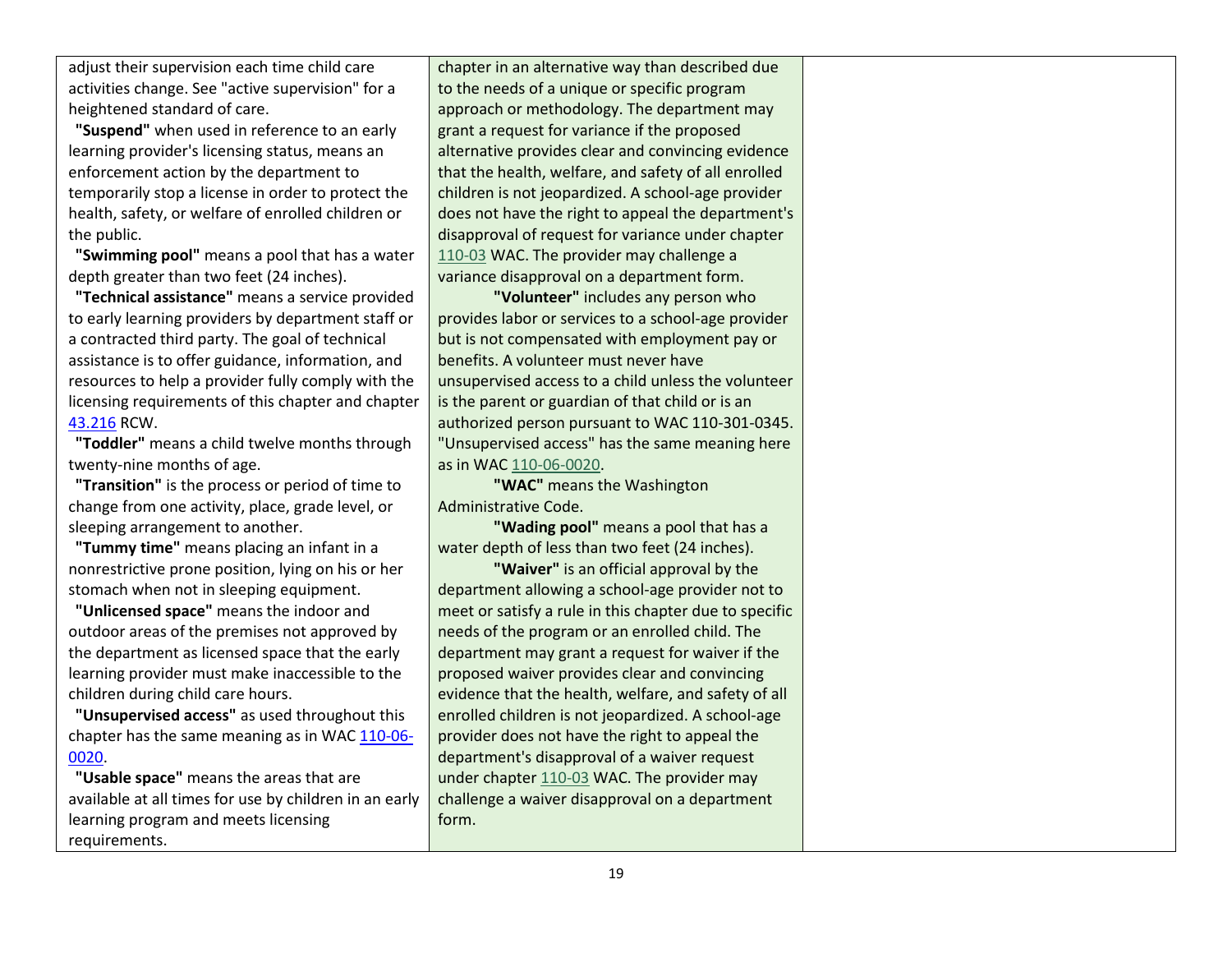| | | |
|---|---|---|
| adjust their supervision each time child care activities change. See "active supervision" for a heightened standard of care.<br>**"Suspend"** when used in reference to an early learning provider's licensing status, means an enforcement action by the department to temporarily stop a license in order to protect the health, safety, or welfare of enrolled children or the public.<br>**"Swimming pool"** means a pool that has a water depth greater than two feet (24 inches).<br>**"Technical assistance"** means a service provided to early learning providers by department staff or a contracted third party. The goal of technical assistance is to offer guidance, information, and resources to help a provider fully comply with the licensing requirements of this chapter and chapter 43.216 RCW.<br>**"Toddler"** means a child twelve months through twenty-nine months of age.<br>**"Transition"** is the process or period of time to change from one activity, place, grade level, or sleeping arrangement to another.<br>**"Tummy time"** means placing an infant in a nonrestrictive prone position, lying on his or her stomach when not in sleeping equipment.<br>**"Unlicensed space"** means the indoor and outdoor areas of the premises not approved by the department as licensed space that the early learning provider must make inaccessible to the children during child care hours.<br>**"Unsupervised access"** as used throughout this chapter has the same meaning as in WAC 110-06-0020.<br>**"Usable space"** means the areas that are available at all times for use by children in an early learning program and meets licensing requirements. | chapter in an alternative way than described due to the needs of a unique or specific program approach or methodology. The department may grant a request for variance if the proposed alternative provides clear and convincing evidence that the health, welfare, and safety of all enrolled children is not jeopardized. A school-age provider does not have the right to appeal the department's disapproval of request for variance under chapter 110-03 WAC. The provider may challenge a variance disapproval on a department form.<br>**"Volunteer"** includes any person who provides labor or services to a school-age provider but is not compensated with employment pay or benefits. A volunteer must never have unsupervised access to a child unless the volunteer is the parent or guardian of that child or is an authorized person pursuant to WAC 110-301-0345. "Unsupervised access" has the same meaning here as in WAC 110-06-0020.<br>**"WAC"** means the Washington Administrative Code.<br>**"Wading pool"** means a pool that has a water depth of less than two feet (24 inches).<br>**"Waiver"** is an official approval by the department allowing a school-age provider not to meet or satisfy a rule in this chapter due to specific needs of the program or an enrolled child. The department may grant a request for waiver if the proposed waiver provides clear and convincing evidence that the health, welfare, and safety of all enrolled children is not jeopardized. A school-age provider does not have the right to appeal the department's disapproval of a waiver request under chapter 110-03 WAC. The provider may challenge a waiver disapproval on a department form. | |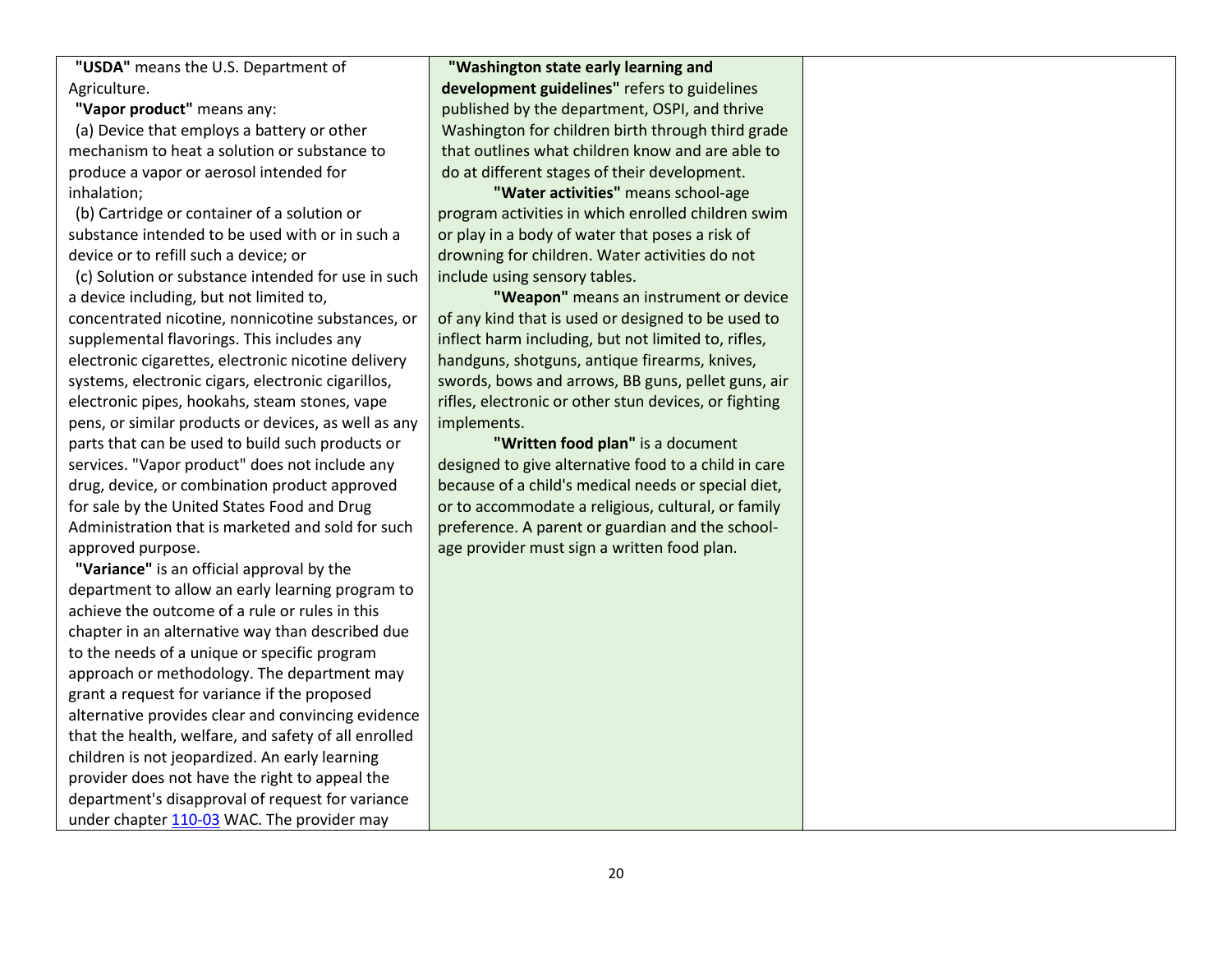| | | |
|---|---|---|
| **"USDA"** means the U.S. Department of Agriculture.<br>**"Vapor product"** means any:<br>(a) Device that employs a battery or other mechanism to heat a solution or substance to produce a vapor or aerosol intended for inhalation;<br>(b) Cartridge or container of a solution or substance intended to be used with or in such a device or to refill such a device; or<br>(c) Solution or substance intended for use in such a device including, but not limited to, concentrated nicotine, nonnicotine substances, or supplemental flavorings. This includes any electronic cigarettes, electronic nicotine delivery systems, electronic cigars, electronic cigarillos, electronic pipes, hookahs, steam stones, vape pens, or similar products or devices, as well as any parts that can be used to build such products or services. "Vapor product" does not include any drug, device, or combination product approved for sale by the United States Food and Drug Administration that is marketed and sold for such approved purpose.<br>**"Variance"** is an official approval by the department to allow an early learning program to achieve the outcome of a rule or rules in this chapter in an alternative way than described due to the needs of a unique or specific program approach or methodology. The department may grant a request for variance if the proposed alternative provides clear and convincing evidence that the health, welfare, and safety of all enrolled children is not jeopardized. An early learning provider does not have the right to appeal the department's disapproval of request for variance under chapter 110-03 WAC. The provider may | **"Washington state early learning and development guidelines"** refers to guidelines published by the department, OSPI, and thrive Washington for children birth through third grade that outlines what children know and are able to do at different stages of their development.<br>**"Water activities"** means school-age program activities in which enrolled children swim or play in a body of water that poses a risk of drowning for children. Water activities do not include using sensory tables.<br>**"Weapon"** means an instrument or device of any kind that is used or designed to be used to inflect harm including, but not limited to, rifles, handguns, shotguns, antique firearms, knives, swords, bows and arrows, BB guns, pellet guns, air rifles, electronic or other stun devices, or fighting implements.<br>**"Written food plan"** is a document designed to give alternative food to a child in care because of a child's medical needs or special diet, or to accommodate a religious, cultural, or family preference. A parent or guardian and the school-age provider must sign a written food plan. | |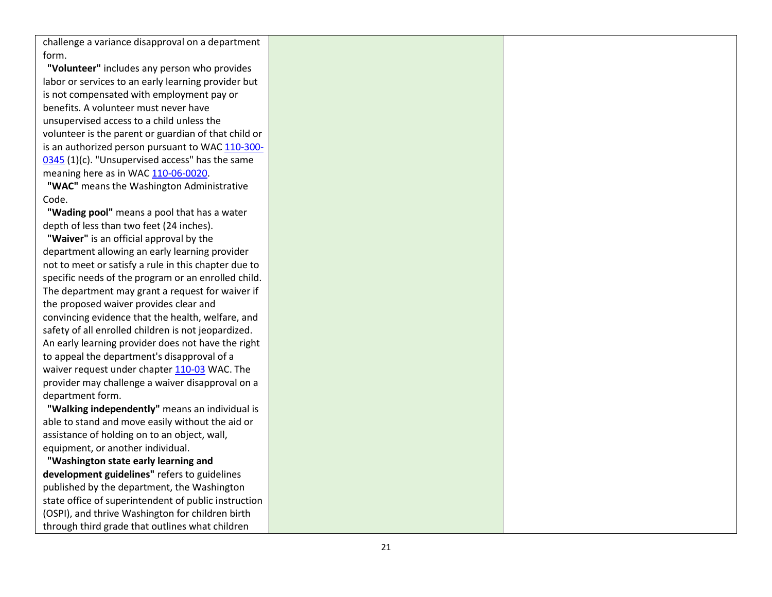| | | |
|---|---|---|
| challenge a variance disapproval on a department form.<br>**"Volunteer"** includes any person who provides labor or services to an early learning provider but is not compensated with employment pay or benefits. A volunteer must never have unsupervised access to a child unless the volunteer is the parent or guardian of that child or is an authorized person pursuant to WAC 110-300-0345 (1)(c). "Unsupervised access" has the same meaning here as in WAC 110-06-0020.<br>**"WAC"** means the Washington Administrative Code.<br>**"Wading pool"** means a pool that has a water depth of less than two feet (24 inches).<br>**"Waiver"** is an official approval by the department allowing an early learning provider not to meet or satisfy a rule in this chapter due to specific needs of the program or an enrolled child. The department may grant a request for waiver if the proposed waiver provides clear and convincing evidence that the health, welfare, and safety of all enrolled children is not jeopardized. An early learning provider does not have the right to appeal the department's disapproval of a waiver request under chapter 110-03 WAC. The provider may challenge a waiver disapproval on a department form.<br>**"Walking independently"** means an individual is able to stand and move easily without the aid or assistance of holding on to an object, wall, equipment, or another individual.<br>**"Washington state early learning and development guidelines"** refers to guidelines published by the department, the Washington state office of superintendent of public instruction (OSPI), and thrive Washington for children birth through third grade that outlines what children | | |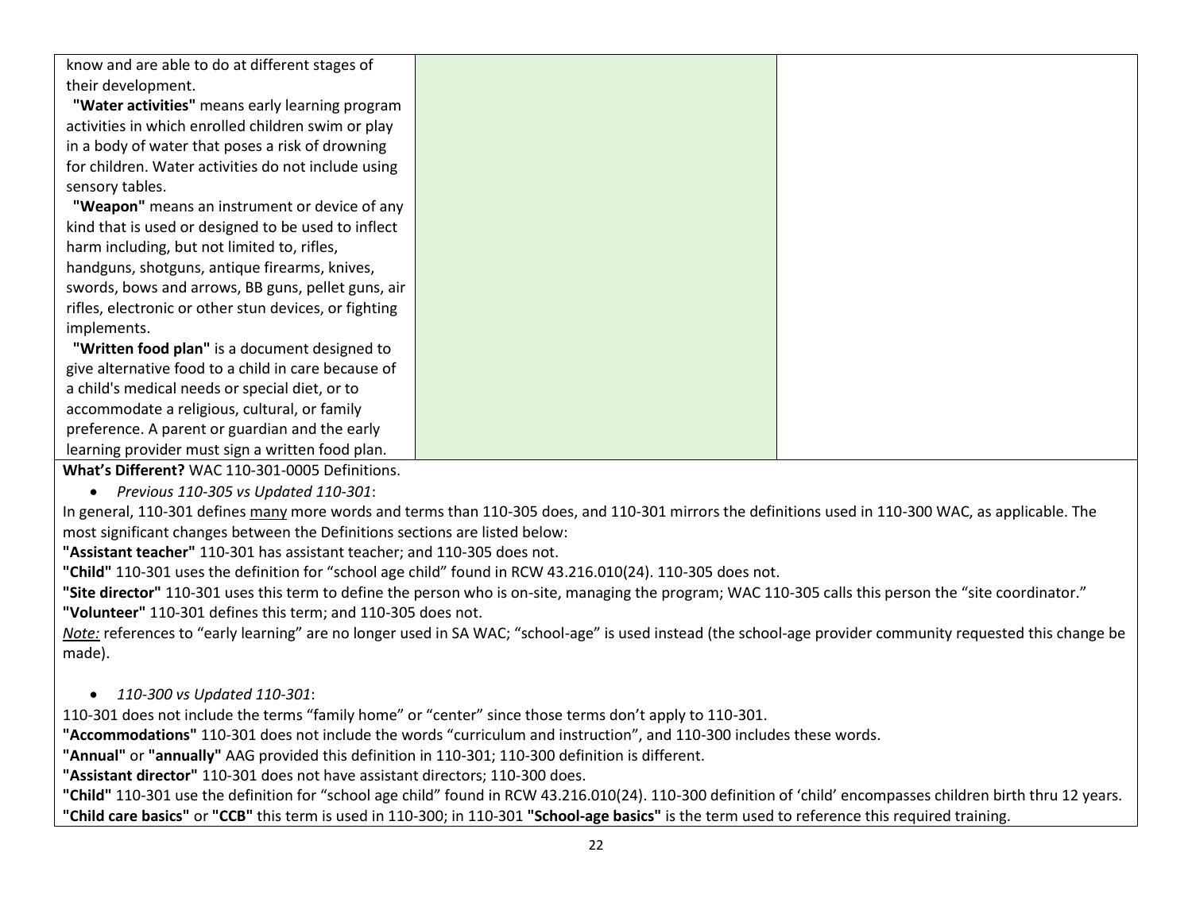| | | |
|---|---|---|
| know and are able to do at different stages of their development.<br>**"Water activities"** means early learning program activities in which enrolled children swim or play in a body of water that poses a risk of drowning for children. Water activities do not include using sensory tables.<br>**"Weapon"** means an instrument or device of any kind that is used or designed to be used to inflect harm including, but not limited to, rifles, handguns, shotguns, antique firearms, knives, swords, bows and arrows, BB guns, pellet guns, air rifles, electronic or other stun devices, or fighting implements.<br>**"Written food plan"** is a document designed to give alternative food to a child in care because of a child's medical needs or special diet, or to accommodate a religious, cultural, or family preference. A parent or guardian and the early learning provider must sign a written food plan. | | |

**What's Different?** WAC 110-301-0005 Definitions.

- *Previous 110-305 vs Updated 110-301*:

In general, 110-301 defines many more words and terms than 110-305 does, and 110-301 mirrors the definitions used in 110-300 WAC, as applicable. The most significant changes between the Definitions sections are listed below:

**"Assistant teacher"** 110-301 has assistant teacher; and 110-305 does not.

**"Child"** 110-301 uses the definition for "school age child" found in RCW 43.216.010(24). 110-305 does not.

**"Site director"** 110-301 uses this term to define the person who is on-site, managing the program; WAC 110-305 calls this person the "site coordinator."

**"Volunteer"** 110-301 defines this term; and 110-305 does not.

*Note:* references to "early learning" are no longer used in SA WAC; "school-age" is used instead (the school-age provider community requested this change be made).

- *110-300 vs Updated 110-301*:

110-301 does not include the terms "family home" or "center" since those terms don't apply to 110-301.

**"Accommodations"** 110-301 does not include the words "curriculum and instruction", and 110-300 includes these words.

**"Annual"** or **"annually"** AAG provided this definition in 110-301; 110-300 definition is different.

**"Assistant director"** 110-301 does not have assistant directors; 110-300 does.

**"Child"** 110-301 use the definition for "school age child" found in RCW 43.216.010(24). 110-300 definition of 'child' encompasses children birth thru 12 years.

**"Child care basics"** or **"CCB"** this term is used in 110-300; in 110-301 **"School-age basics"** is the term used to reference this required training.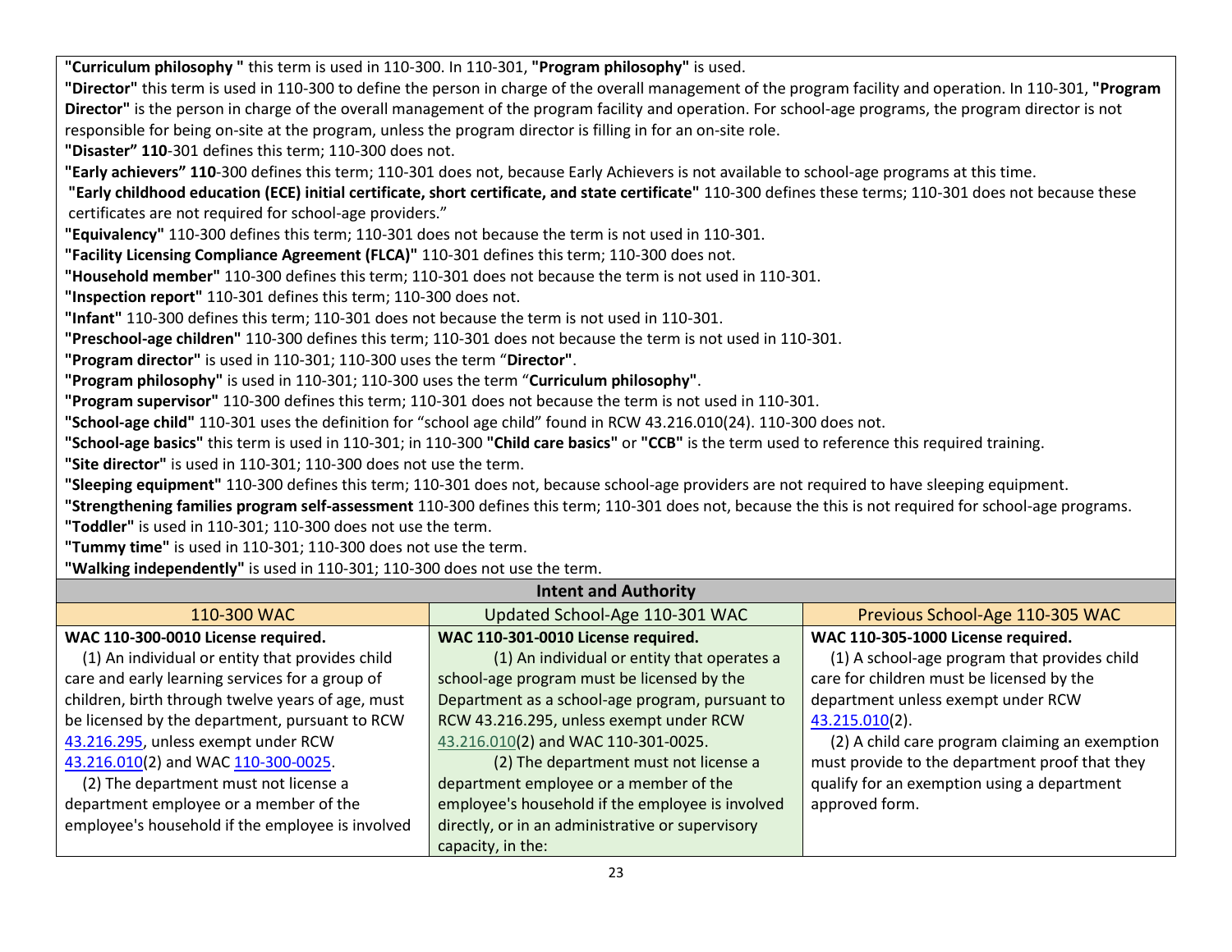**"Curriculum philosophy "** this term is used in 110-300. In 110-301, **"Program philosophy"** is used.

**"Director"** this term is used in 110-300 to define the person in charge of the overall management of the program facility and operation. In 110-301, **"Program Director"** is the person in charge of the overall management of the program facility and operation. For school-age programs, the program director is not responsible for being on-site at the program, unless the program director is filling in for an on-site role.

**"Disaster" 110**-301 defines this term; 110-300 does not.

**"Early achievers" 110**-300 defines this term; 110-301 does not, because Early Achievers is not available to school-age programs at this time.

**"Early childhood education (ECE) initial certificate, short certificate, and state certificate"** 110-300 defines these terms; 110-301 does not because these certificates are not required for school-age providers."

**"Equivalency"** 110-300 defines this term; 110-301 does not because the term is not used in 110-301.

**"Facility Licensing Compliance Agreement (FLCA)"** 110-301 defines this term; 110-300 does not.

**"Household member"** 110-300 defines this term; 110-301 does not because the term is not used in 110-301.

**"Inspection report"** 110-301 defines this term; 110-300 does not.

**"Infant"** 110-300 defines this term; 110-301 does not because the term is not used in 110-301.

**"Preschool-age children"** 110-300 defines this term; 110-301 does not because the term is not used in 110-301.

**"Program director"** is used in 110-301; 110-300 uses the term "**Director"**.

**"Program philosophy"** is used in 110-301; 110-300 uses the term "**Curriculum philosophy"**.

**"Program supervisor"** 110-300 defines this term; 110-301 does not because the term is not used in 110-301.

**"School-age child"** 110-301 uses the definition for "school age child" found in RCW 43.216.010(24). 110-300 does not.

**"School-age basics"** this term is used in 110-301; in 110-300 **"Child care basics"** or **"CCB"** is the term used to reference this required training.

**"Site director"** is used in 110-301; 110-300 does not use the term.

**"Sleeping equipment"** 110-300 defines this term; 110-301 does not, because school-age providers are not required to have sleeping equipment.

**"Strengthening families program self-assessment** 110-300 defines this term; 110-301 does not, because the this is not required for school-age programs.

**"Toddler"** is used in 110-301; 110-300 does not use the term.

**"Tummy time"** is used in 110-301; 110-300 does not use the term.

**"Walking independently"** is used in 110-301; 110-300 does not use the term.

## Intent and Authority

| 110-300 WAC | Updated School-Age 110-301 WAC | Previous School-Age 110-305 WAC |
|---|---|---|
| **WAC 110-300-0010 License required.**<br>(1) An individual or entity that provides child care and early learning services for a group of children, birth through twelve years of age, must be licensed by the department, pursuant to RCW 43.216.295, unless exempt under RCW 43.216.010(2) and WAC 110-300-0025.<br>(2) The department must not license a department employee or a member of the employee's household if the employee is involved | **WAC 110-301-0010 License required.**<br>(1) An individual or entity that operates a school-age program must be licensed by the Department as a school-age program, pursuant to RCW 43.216.295, unless exempt under RCW 43.216.010(2) and WAC 110-301-0025.<br>(2) The department must not license a department employee or a member of the employee's household if the employee is involved directly, or in an administrative or supervisory capacity, in the: | **WAC 110-305-1000 License required.**<br>(1) A school-age program that provides child care for children must be licensed by the department unless exempt under RCW 43.215.010(2).<br>(2) A child care program claiming an exemption must provide to the department proof that they qualify for an exemption using a department approved form. |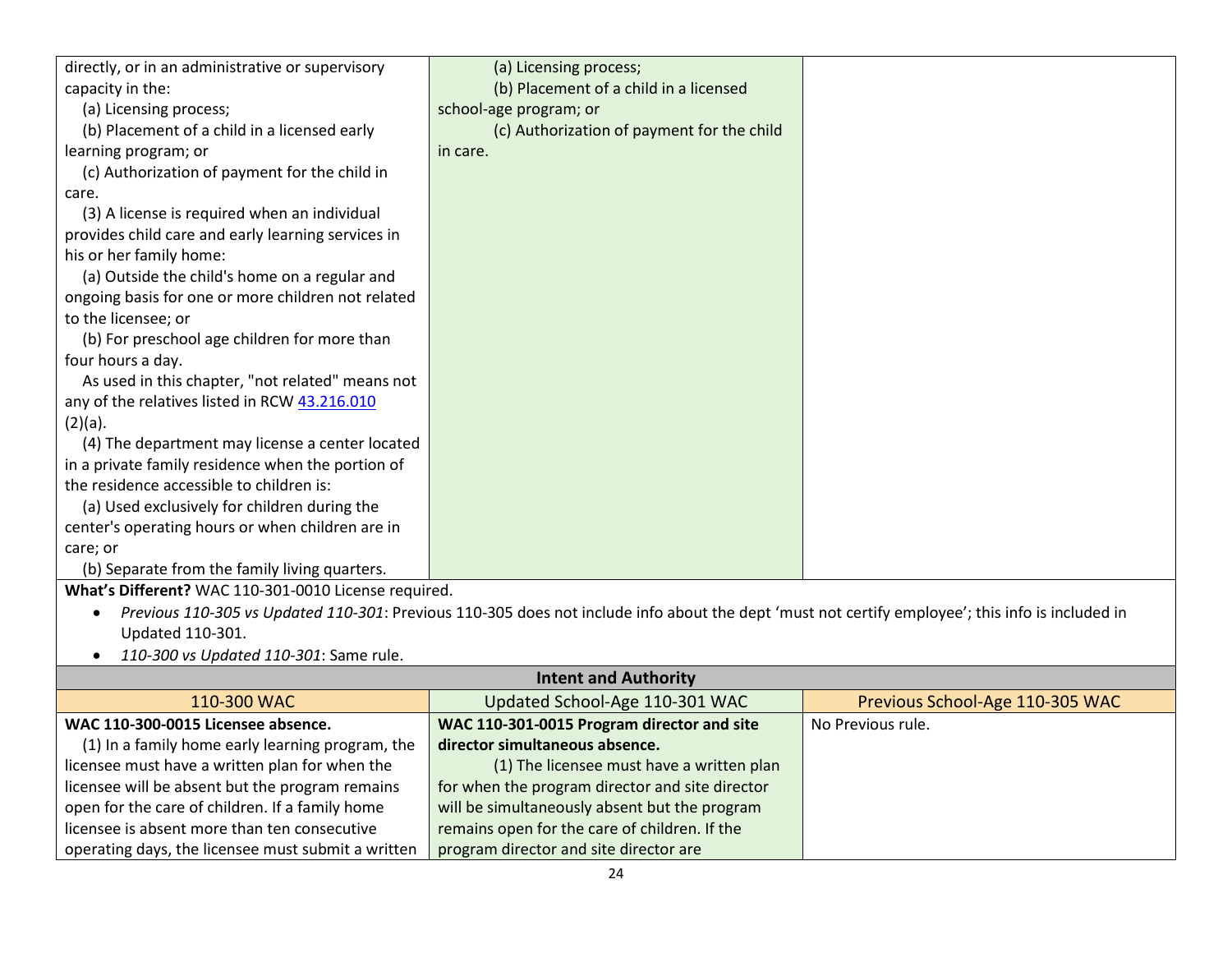| | | |
|---|---|---|
| directly, or in an administrative or supervisory capacity in the:<br>(a) Licensing process;<br>(b) Placement of a child in a licensed early learning program; or<br>(c) Authorization of payment for the child in care.<br>(3) A license is required when an individual provides child care and early learning services in his or her family home:<br>(a) Outside the child's home on a regular and ongoing basis for one or more children not related to the licensee; or<br>(b) For preschool age children for more than four hours a day.<br>As used in this chapter, "not related" means not any of the relatives listed in RCW [43.216.010](43.216.010) (2)(a).<br>(4) The department may license a center located in a private family residence when the portion of the residence accessible to children is:<br>(a) Used exclusively for children during the center's operating hours or when children are in care; or<br>(b) Separate from the family living quarters. | (a) Licensing process;<br>(b) Placement of a child in a licensed school-age program; or<br>(c) Authorization of payment for the child in care. | |

**What's Different?** WAC 110-301-0010 License required.

- *Previous 110-305 vs Updated 110-301*: Previous 110-305 does not include info about the dept 'must not certify employee'; this info is included in Updated 110-301.
- *110-300 vs Updated 110-301*: Same rule.

**Intent and Authority**

| 110-300 WAC | Updated School-Age 110-301 WAC | Previous School-Age 110-305 WAC |
|---|---|---|
| **WAC 110-300-0015 Licensee absence.**<br>(1) In a family home early learning program, the licensee must have a written plan for when the licensee will be absent but the program remains open for the care of children. If a family home licensee is absent more than ten consecutive operating days, the licensee must submit a written | **WAC 110-301-0015 Program director and site director simultaneous absence.**<br>(1) The licensee must have a written plan for when the program director and site director will be simultaneously absent but the program remains open for the care of children. If the program director and site director are | No Previous rule. |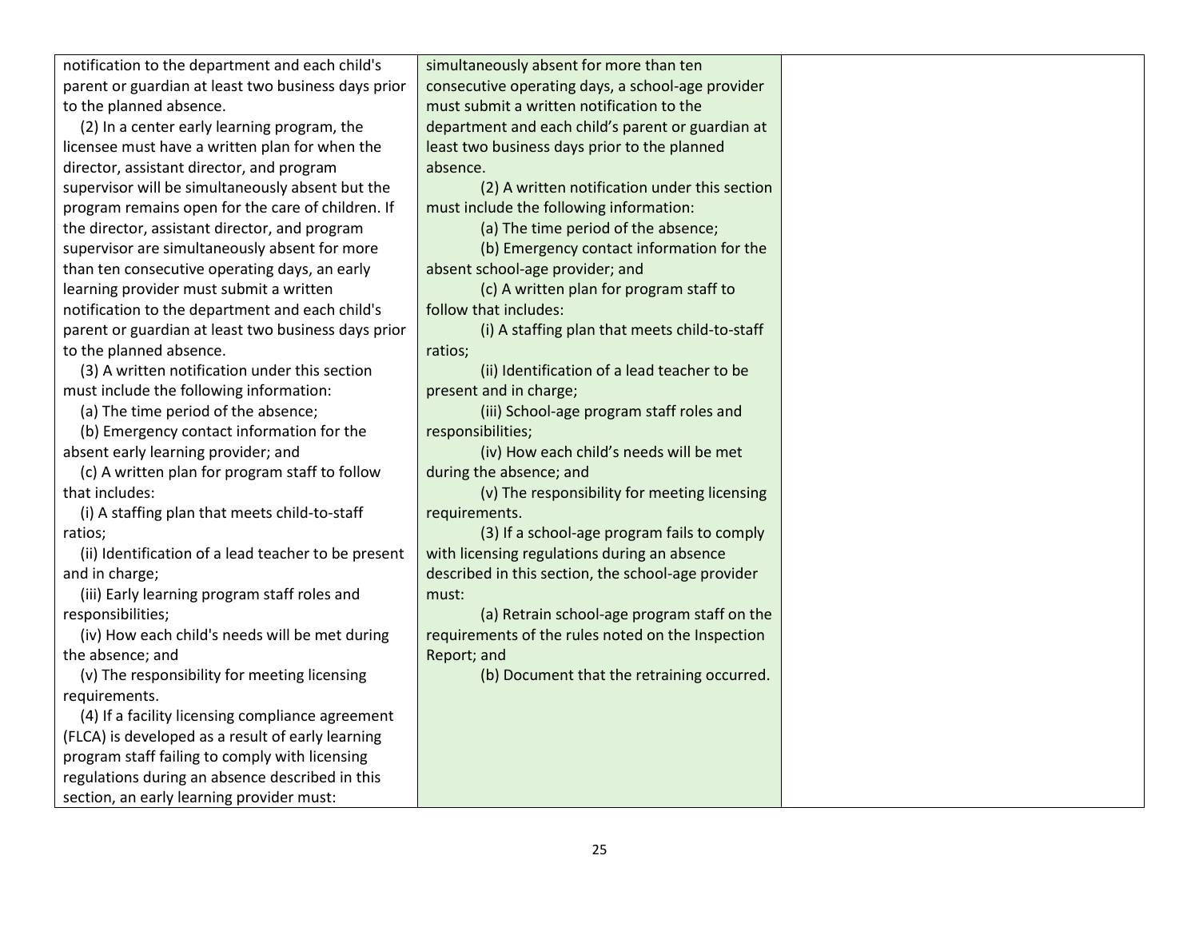| | | |
|---|---|---|
| notification to the department and each child's parent or guardian at least two business days prior to the planned absence.<br>(2) In a center early learning program, the licensee must have a written plan for when the director, assistant director, and program supervisor will be simultaneously absent but the program remains open for the care of children. If the director, assistant director, and program supervisor are simultaneously absent for more than ten consecutive operating days, an early learning provider must submit a written notification to the department and each child's parent or guardian at least two business days prior to the planned absence.<br>(3) A written notification under this section must include the following information:<br>(a) The time period of the absence;<br>(b) Emergency contact information for the absent early learning provider; and<br>(c) A written plan for program staff to follow that includes:<br>(i) A staffing plan that meets child-to-staff ratios;<br>(ii) Identification of a lead teacher to be present and in charge;<br>(iii) Early learning program staff roles and responsibilities;<br>(iv) How each child's needs will be met during the absence; and<br>(v) The responsibility for meeting licensing requirements.<br>(4) If a facility licensing compliance agreement (FLCA) is developed as a result of early learning program staff failing to comply with licensing regulations during an absence described in this section, an early learning provider must: | simultaneously absent for more than ten consecutive operating days, a school-age provider must submit a written notification to the department and each child's parent or guardian at least two business days prior to the planned absence.<br>(2) A written notification under this section must include the following information:<br>(a) The time period of the absence;<br>(b) Emergency contact information for the absent school-age provider; and<br>(c) A written plan for program staff to follow that includes:<br>(i) A staffing plan that meets child-to-staff ratios;<br>(ii) Identification of a lead teacher to be present and in charge;<br>(iii) School-age program staff roles and responsibilities;<br>(iv) How each child's needs will be met during the absence; and<br>(v) The responsibility for meeting licensing requirements.<br>(3) If a school-age program fails to comply with licensing regulations during an absence described in this section, the school-age provider must:<br>(a) Retrain school-age program staff on the requirements of the rules noted on the Inspection Report; and<br>(b) Document that the retraining occurred. | |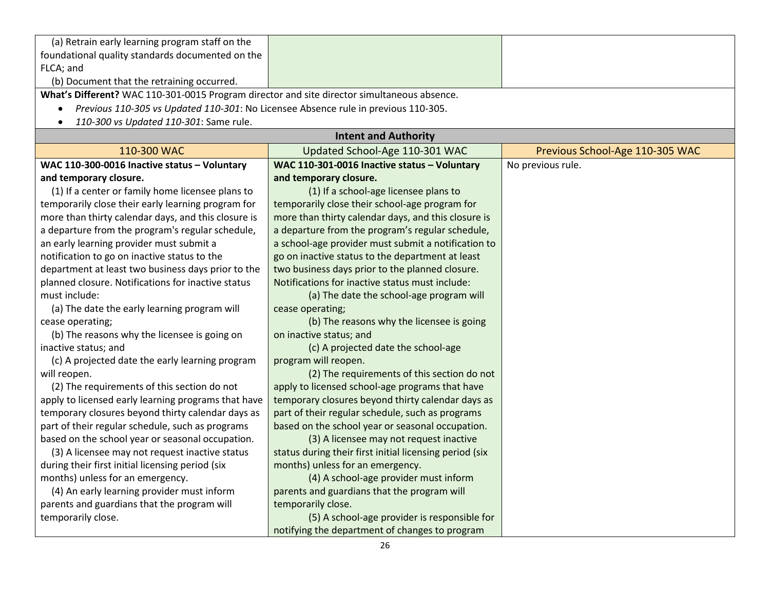| | | |
|---|---|---|
| (a) Retrain early learning program staff on the foundational quality standards documented on the FLCA; and<br>(b) Document that the retraining occurred. | | |

**What's Different?** WAC 110-301-0015 Program director and site director simultaneous absence.

- *Previous 110-305 vs Updated 110-301*: No Licensee Absence rule in previous 110-305.
- *110-300 vs Updated 110-301*: Same rule.

**Intent and Authority**

| 110-300 WAC | Updated School-Age 110-301 WAC | Previous School-Age 110-305 WAC |
|---|---|---|
| **WAC 110-300-0016 Inactive status – Voluntary and temporary closure.**<br>(1) If a center or family home licensee plans to temporarily close their early learning program for more than thirty calendar days, and this closure is a departure from the program's regular schedule, an early learning provider must submit a notification to go on inactive status to the department at least two business days prior to the planned closure. Notifications for inactive status must include:<br>(a) The date the early learning program will cease operating;<br>(b) The reasons why the licensee is going on inactive status; and<br>(c) A projected date the early learning program will reopen.<br>(2) The requirements of this section do not apply to licensed early learning programs that have temporary closures beyond thirty calendar days as part of their regular schedule, such as programs based on the school year or seasonal occupation.<br>(3) A licensee may not request inactive status during their first initial licensing period (six months) unless for an emergency.<br>(4) An early learning provider must inform parents and guardians that the program will temporarily close. | **WAC 110-301-0016 Inactive status – Voluntary and temporary closure.**<br>(1) If a school-age licensee plans to temporarily close their school-age program for more than thirty calendar days, and this closure is a departure from the program's regular schedule, a school-age provider must submit a notification to go on inactive status to the department at least two business days prior to the planned closure. Notifications for inactive status must include:<br>(a) The date the school-age program will cease operating;<br>(b) The reasons why the licensee is going on inactive status; and<br>(c) A projected date the school-age program will reopen.<br>(2) The requirements of this section do not apply to licensed school-age programs that have temporary closures beyond thirty calendar days as part of their regular schedule, such as programs based on the school year or seasonal occupation.<br>(3) A licensee may not request inactive status during their first initial licensing period (six months) unless for an emergency.<br>(4) A school-age provider must inform parents and guardians that the program will temporarily close.<br>(5) A school-age provider is responsible for notifying the department of changes to program | No previous rule. |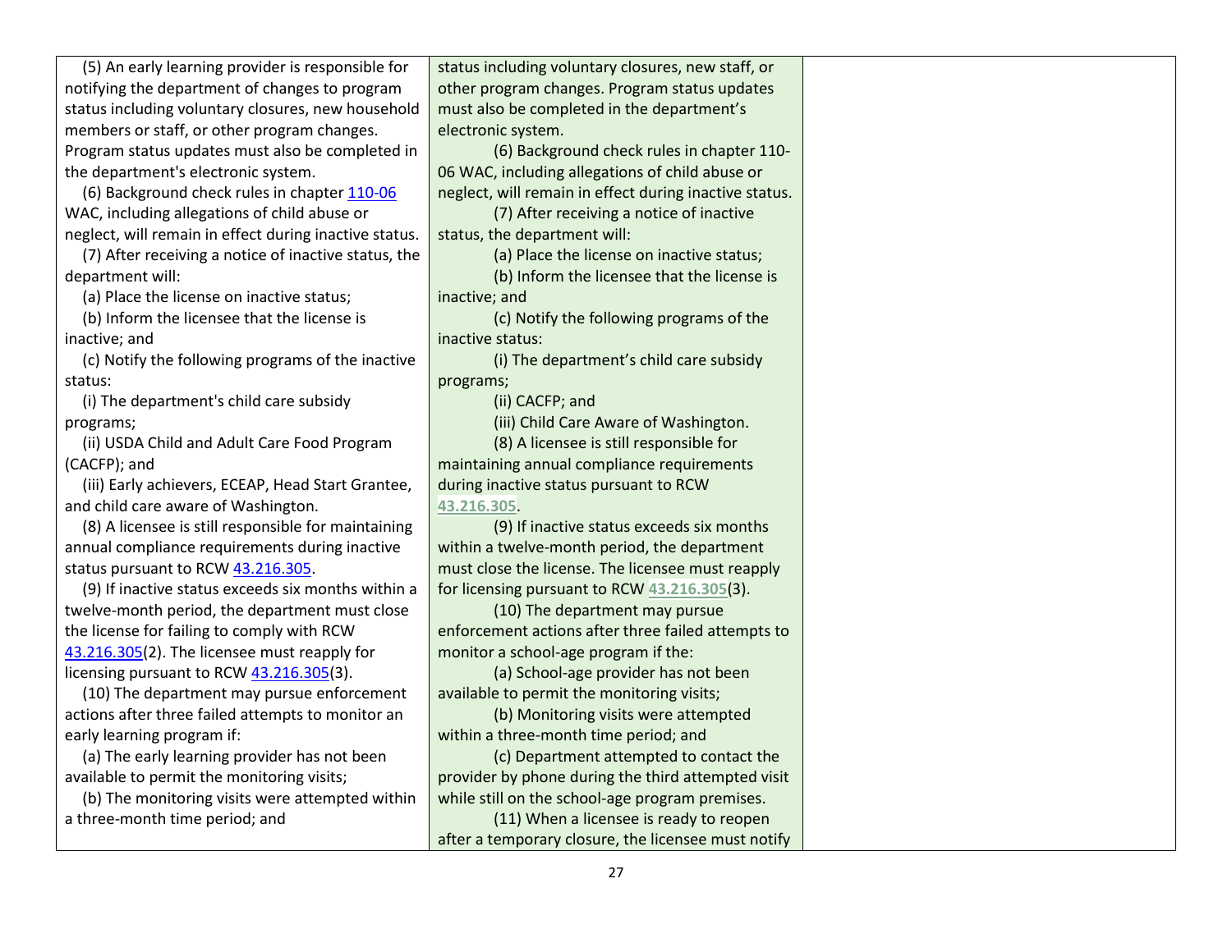| | | |
|---|---|---|
| (5) An early learning provider is responsible for notifying the department of changes to program status including voluntary closures, new household members or staff, or other program changes. Program status updates must also be completed in the department's electronic system.<br>(6) Background check rules in chapter 110-06 WAC, including allegations of child abuse or neglect, will remain in effect during inactive status.<br>(7) After receiving a notice of inactive status, the department will:<br>(a) Place the license on inactive status;<br>(b) Inform the licensee that the license is inactive; and<br>(c) Notify the following programs of the inactive status:<br>(i) The department's child care subsidy programs;<br>(ii) USDA Child and Adult Care Food Program (CACFP); and<br>(iii) Early achievers, ECEAP, Head Start Grantee, and child care aware of Washington.<br>(8) A licensee is still responsible for maintaining annual compliance requirements during inactive status pursuant to RCW 43.216.305.<br>(9) If inactive status exceeds six months within a twelve-month period, the department must close the license for failing to comply with RCW 43.216.305(2). The licensee must reapply for licensing pursuant to RCW 43.216.305(3).<br>(10) The department may pursue enforcement actions after three failed attempts to monitor an early learning program if:<br>(a) The early learning provider has not been available to permit the monitoring visits;<br>(b) The monitoring visits were attempted within a three-month time period; and | status including voluntary closures, new staff, or other program changes. Program status updates must also be completed in the department's electronic system.<br>(6) Background check rules in chapter 110-06 WAC, including allegations of child abuse or neglect, will remain in effect during inactive status.<br>(7) After receiving a notice of inactive status, the department will:<br>(a) Place the license on inactive status;<br>(b) Inform the licensee that the license is inactive; and<br>(c) Notify the following programs of the inactive status:<br>(i) The department's child care subsidy programs;<br>(ii) CACFP; and<br>(iii) Child Care Aware of Washington.<br>(8) A licensee is still responsible for maintaining annual compliance requirements during inactive status pursuant to RCW 43.216.305.<br>(9) If inactive status exceeds six months within a twelve-month period, the department must close the license. The licensee must reapply for licensing pursuant to RCW 43.216.305(3).<br>(10) The department may pursue enforcement actions after three failed attempts to monitor a school-age program if the:<br>(a) School-age provider has not been available to permit the monitoring visits;<br>(b) Monitoring visits were attempted within a three-month time period; and<br>(c) Department attempted to contact the provider by phone during the third attempted visit while still on the school-age program premises.<br>(11) When a licensee is ready to reopen after a temporary closure, the licensee must notify | |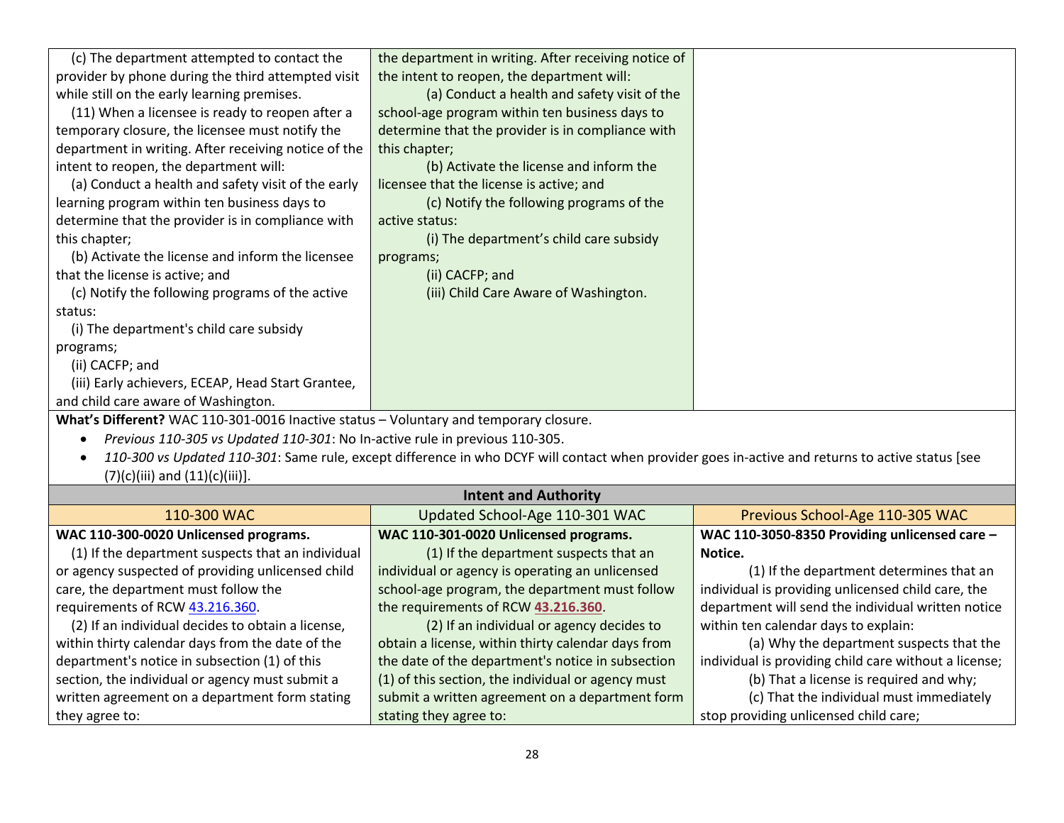| | | |
|---|---|---|
| (c) The department attempted to contact the provider by phone during the third attempted visit while still on the early learning premises.<br>(11) When a licensee is ready to reopen after a temporary closure, the licensee must notify the department in writing. After receiving notice of the intent to reopen, the department will:<br>(a) Conduct a health and safety visit of the early learning program within ten business days to determine that the provider is in compliance with this chapter;<br>(b) Activate the license and inform the licensee that the license is active; and<br>(c) Notify the following programs of the active status:<br>(i) The department's child care subsidy programs;<br>(ii) CACFP; and<br>(iii) Early achievers, ECEAP, Head Start Grantee, and child care aware of Washington. | the department in writing. After receiving notice of the intent to reopen, the department will:<br>(a) Conduct a health and safety visit of the school-age program within ten business days to determine that the provider is in compliance with this chapter;<br>(b) Activate the license and inform the licensee that the license is active; and<br>(c) Notify the following programs of the active status:<br>(i) The department's child care subsidy programs;<br>(ii) CACFP; and<br>(iii) Child Care Aware of Washington. | |

**What's Different?** WAC 110-301-0016 Inactive status – Voluntary and temporary closure.

- *Previous 110-305 vs Updated 110-301*: No In-active rule in previous 110-305.
- *110-300 vs Updated 110-301*: Same rule, except difference in who DCYF will contact when provider goes in-active and returns to active status [see (7)(c)(iii) and (11)(c)(iii)].

**Intent and Authority**

| 110-300 WAC | Updated School-Age 110-301 WAC | Previous School-Age 110-305 WAC |
|---|---|---|
| **WAC 110-300-0020 Unlicensed programs.**<br>(1) If the department suspects that an individual or agency suspected of providing unlicensed child care, the department must follow the requirements of RCW 43.216.360.<br>(2) If an individual decides to obtain a license, within thirty calendar days from the date of the department's notice in subsection (1) of this section, the individual or agency must submit a written agreement on a department form stating they agree to: | **WAC 110-301-0020 Unlicensed programs.**<br>(1) If the department suspects that an individual or agency is operating an unlicensed school-age program, the department must follow the requirements of RCW **43.216.360**.<br>(2) If an individual or agency decides to obtain a license, within thirty calendar days from the date of the department's notice in subsection (1) of this section, the individual or agency must submit a written agreement on a department form stating they agree to: | **WAC 110-3050-8350 Providing unlicensed care – Notice.**<br>(1) If the department determines that an individual is providing unlicensed child care, the department will send the individual written notice within ten calendar days to explain:<br>(a) Why the department suspects that the individual is providing child care without a license;<br>(b) That a license is required and why;<br>(c) That the individual must immediately stop providing unlicensed child care; |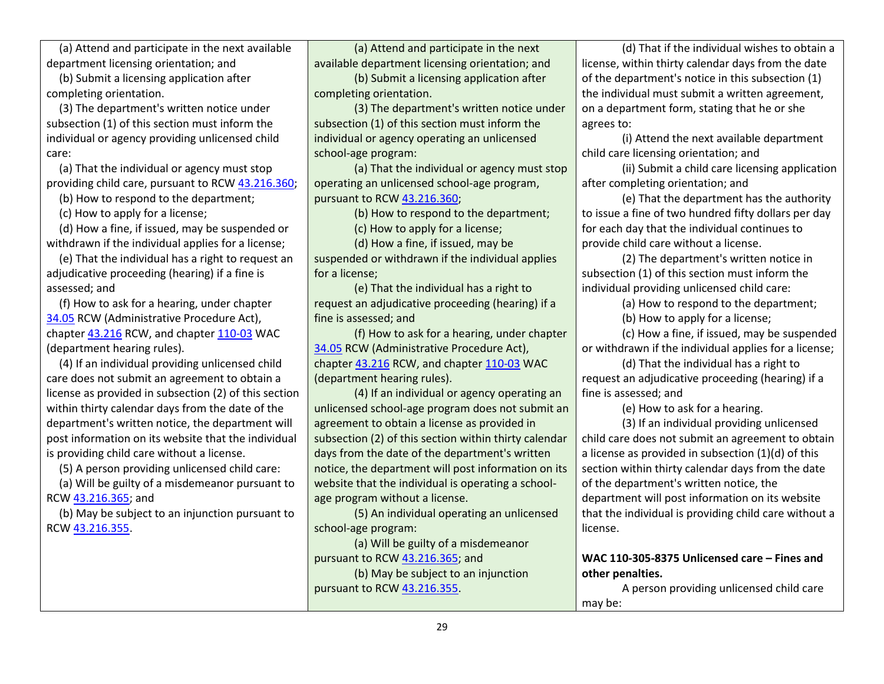| | | |
|---|---|---|
| (a) Attend and participate in the next available department licensing orientation; and<br>(b) Submit a licensing application after completing orientation.<br>(3) The department's written notice under subsection (1) of this section must inform the individual or agency providing unlicensed child care:<br>(a) That the individual or agency must stop providing child care, pursuant to RCW 43.216.360;<br>(b) How to respond to the department;<br>(c) How to apply for a license;<br>(d) How a fine, if issued, may be suspended or withdrawn if the individual applies for a license;<br>(e) That the individual has a right to request an adjudicative proceeding (hearing) if a fine is assessed; and<br>(f) How to ask for a hearing, under chapter 34.05 RCW (Administrative Procedure Act), chapter 43.216 RCW, and chapter 110-03 WAC (department hearing rules).<br>(4) If an individual providing unlicensed child care does not submit an agreement to obtain a license as provided in subsection (2) of this section within thirty calendar days from the date of the department's written notice, the department will post information on its website that the individual is providing child care without a license.<br>(5) A person providing unlicensed child care:<br>(a) Will be guilty of a misdemeanor pursuant to RCW 43.216.365; and<br>(b) May be subject to an injunction pursuant to RCW 43.216.355. | (a) Attend and participate in the next available department licensing orientation; and<br>(b) Submit a licensing application after completing orientation.<br>(3) The department's written notice under subsection (1) of this section must inform the individual or agency operating an unlicensed school-age program:<br>(a) That the individual or agency must stop operating an unlicensed school-age program, pursuant to RCW 43.216.360;<br>(b) How to respond to the department;<br>(c) How to apply for a license;<br>(d) How a fine, if issued, may be suspended or withdrawn if the individual applies for a license;<br>(e) That the individual has a right to request an adjudicative proceeding (hearing) if a fine is assessed; and<br>(f) How to ask for a hearing, under chapter 34.05 RCW (Administrative Procedure Act), chapter 43.216 RCW, and chapter 110-03 WAC (department hearing rules).<br>(4) If an individual or agency operating an unlicensed school-age program does not submit an agreement to obtain a license as provided in subsection (2) of this section within thirty calendar days from the date of the department's written notice, the department will post information on its website that the individual is operating a school-age program without a license.<br>(5) An individual operating an unlicensed school-age program:<br>(a) Will be guilty of a misdemeanor pursuant to RCW 43.216.365; and<br>(b) May be subject to an injunction pursuant to RCW 43.216.355. | (d) That if the individual wishes to obtain a license, within thirty calendar days from the date of the department's notice in this subsection (1) the individual must submit a written agreement, on a department form, stating that he or she agrees to:<br>(i) Attend the next available department child care licensing orientation; and<br>(ii) Submit a child care licensing application after completing orientation; and<br>(e) That the department has the authority to issue a fine of two hundred fifty dollars per day for each day that the individual continues to provide child care without a license.<br>(2) The department's written notice in subsection (1) of this section must inform the individual providing unlicensed child care:<br>(a) How to respond to the department;<br>(b) How to apply for a license;<br>(c) How a fine, if issued, may be suspended or withdrawn if the individual applies for a license;<br>(d) That the individual has a right to request an adjudicative proceeding (hearing) if a fine is assessed; and<br>(e) How to ask for a hearing.<br>(3) If an individual providing unlicensed child care does not submit an agreement to obtain a license as provided in subsection (1)(d) of this section within thirty calendar days from the date of the department's written notice, the department will post information on its website that the individual is providing child care without a license.<br><br>**WAC 110-305-8375 Unlicensed care – Fines and other penalties.**<br>A person providing unlicensed child care may be: |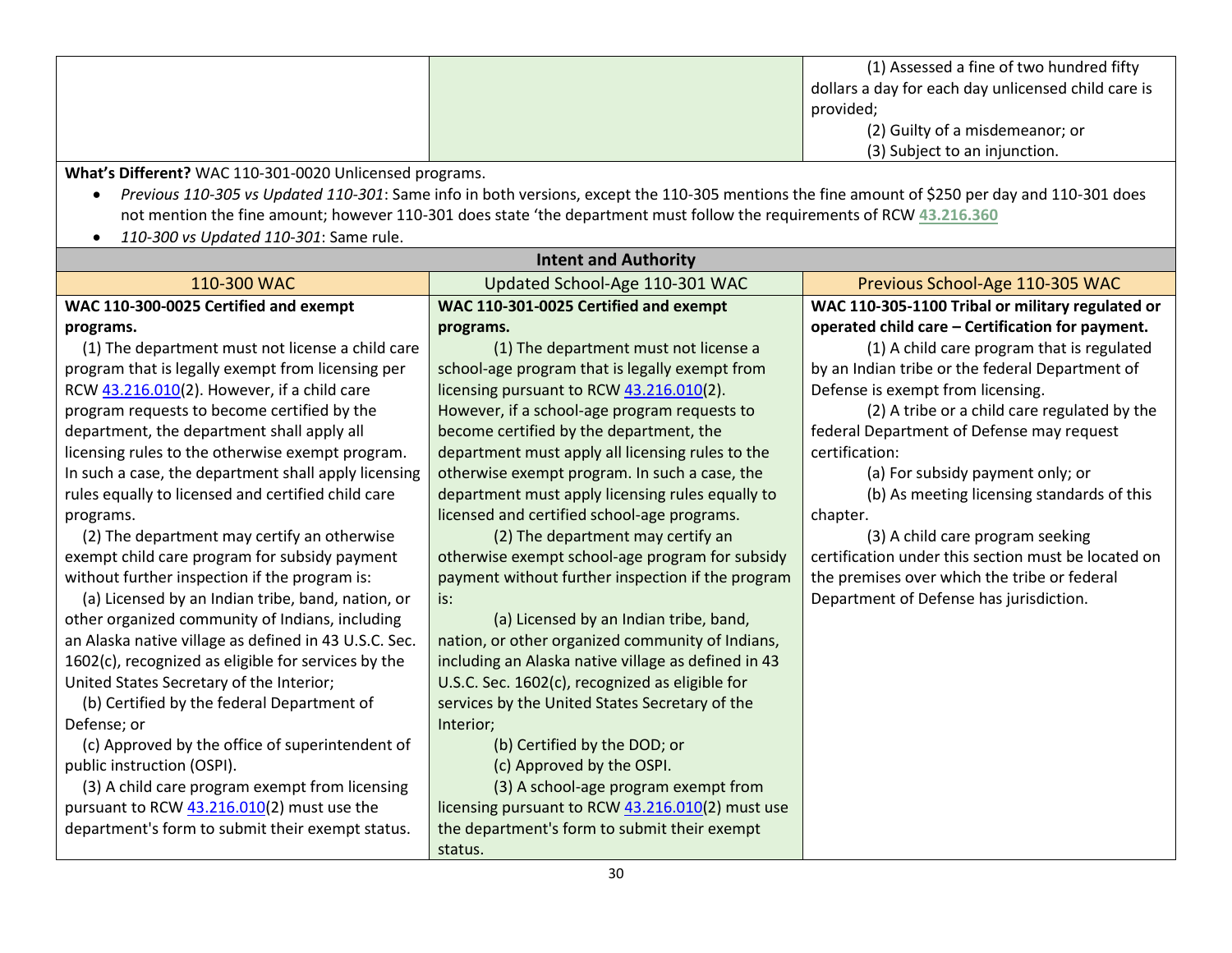| | | |
|---|---|---|
| | | (1) Assessed a fine of two hundred fifty dollars a day for each day unlicensed child care is provided;<br>(2) Guilty of a misdemeanor; or<br>(3) Subject to an injunction. |

**What's Different?** WAC 110-301-0020 Unlicensed programs.

- *Previous 110-305 vs Updated 110-301*: Same info in both versions, except the 110-305 mentions the fine amount of $250 per day and 110-301 does not mention the fine amount; however 110-301 does state 'the department must follow the requirements of RCW 43.216.360
- *110-300 vs Updated 110-301*: Same rule.

| Intent and Authority | | |
|---|---|---|
| 110-300 WAC | Updated School-Age 110-301 WAC | Previous School-Age 110-305 WAC |
| **WAC 110-300-0025 Certified and exempt programs.**<br>(1) The department must not license a child care program that is legally exempt from licensing per RCW 43.216.010(2). However, if a child care program requests to become certified by the department, the department shall apply all licensing rules to the otherwise exempt program. In such a case, the department shall apply licensing rules equally to licensed and certified child care programs.<br>(2) The department may certify an otherwise exempt child care program for subsidy payment without further inspection if the program is:<br>(a) Licensed by an Indian tribe, band, nation, or other organized community of Indians, including an Alaska native village as defined in 43 U.S.C. Sec. 1602(c), recognized as eligible for services by the United States Secretary of the Interior;<br>(b) Certified by the federal Department of Defense; or<br>(c) Approved by the office of superintendent of public instruction (OSPI).<br>(3) A child care program exempt from licensing pursuant to RCW 43.216.010(2) must use the department's form to submit their exempt status. | **WAC 110-301-0025 Certified and exempt programs.**<br>(1) The department must not license a school-age program that is legally exempt from licensing pursuant to RCW 43.216.010(2). However, if a school-age program requests to become certified by the department, the department must apply all licensing rules to the otherwise exempt program. In such a case, the department must apply licensing rules equally to licensed and certified school-age programs.<br>(2) The department may certify an otherwise exempt school-age program for subsidy payment without further inspection if the program is:<br>(a) Licensed by an Indian tribe, band, nation, or other organized community of Indians, including an Alaska native village as defined in 43 U.S.C. Sec. 1602(c), recognized as eligible for services by the United States Secretary of the Interior;<br>(b) Certified by the DOD; or<br>(c) Approved by the OSPI.<br>(3) A school-age program exempt from licensing pursuant to RCW 43.216.010(2) must use the department's form to submit their exempt status. | **WAC 110-305-1100 Tribal or military regulated or operated child care – Certification for payment.**<br>(1) A child care program that is regulated by an Indian tribe or the federal Department of Defense is exempt from licensing.<br>(2) A tribe or a child care regulated by the federal Department of Defense may request certification:<br>(a) For subsidy payment only; or<br>(b) As meeting licensing standards of this chapter.<br>(3) A child care program seeking certification under this section must be located on the premises over which the tribe or federal Department of Defense has jurisdiction. |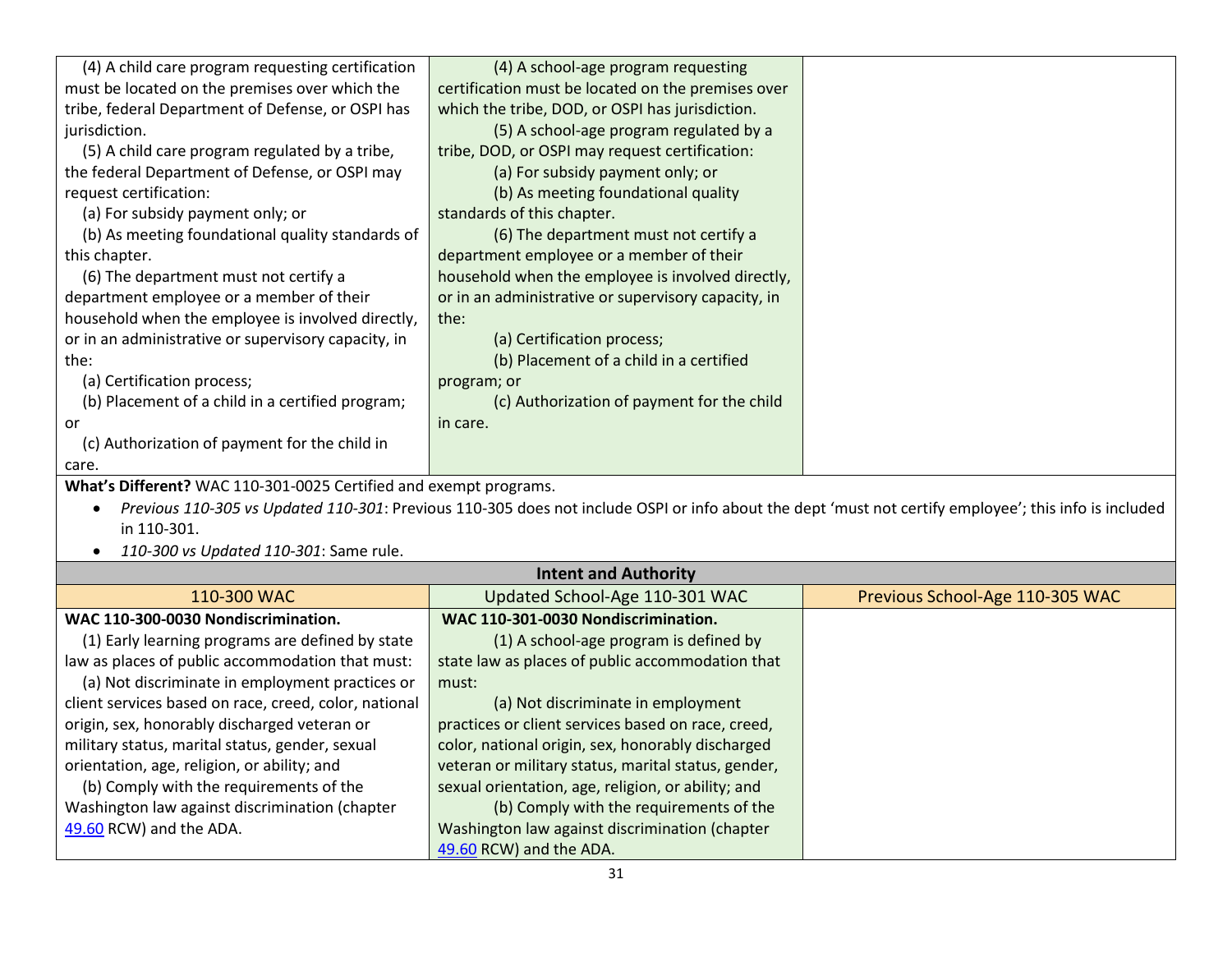| | | |
|---|---|---|
| (4) A child care program requesting certification must be located on the premises over which the tribe, federal Department of Defense, or OSPI has jurisdiction.<br>(5) A child care program regulated by a tribe, the federal Department of Defense, or OSPI may request certification:<br>(a) For subsidy payment only; or<br>(b) As meeting foundational quality standards of this chapter.<br>(6) The department must not certify a department employee or a member of their household when the employee is involved directly, or in an administrative or supervisory capacity, in the:<br>(a) Certification process;<br>(b) Placement of a child in a certified program; or<br>(c) Authorization of payment for the child in care. | (4) A school-age program requesting certification must be located on the premises over which the tribe, DOD, or OSPI has jurisdiction.<br>(5) A school-age program regulated by a tribe, DOD, or OSPI may request certification:<br>(a) For subsidy payment only; or<br>(b) As meeting foundational quality standards of this chapter.<br>(6) The department must not certify a department employee or a member of their household when the employee is involved directly, or in an administrative or supervisory capacity, in the:<br>(a) Certification process;<br>(b) Placement of a child in a certified program; or<br>(c) Authorization of payment for the child in care. | |

**What's Different?** WAC 110-301-0025 Certified and exempt programs.

- *Previous 110-305 vs Updated 110-301*: Previous 110-305 does not include OSPI or info about the dept 'must not certify employee'; this info is included in 110-301.
- *110-300 vs Updated 110-301*: Same rule.

**Intent and Authority**

| 110-300 WAC | Updated School-Age 110-301 WAC | Previous School-Age 110-305 WAC |
|---|---|---|
| **WAC 110-300-0030 Nondiscrimination.**<br>(1) Early learning programs are defined by state law as places of public accommodation that must:<br>(a) Not discriminate in employment practices or client services based on race, creed, color, national origin, sex, honorably discharged veteran or military status, marital status, gender, sexual orientation, age, religion, or ability; and<br>(b) Comply with the requirements of the Washington law against discrimination (chapter 49.60 RCW) and the ADA. | **WAC 110-301-0030 Nondiscrimination.**<br>(1) A school-age program is defined by state law as places of public accommodation that must:<br>(a) Not discriminate in employment practices or client services based on race, creed, color, national origin, sex, honorably discharged veteran or military status, marital status, gender, sexual orientation, age, religion, or ability; and<br>(b) Comply with the requirements of the Washington law against discrimination (chapter 49.60 RCW) and the ADA. | |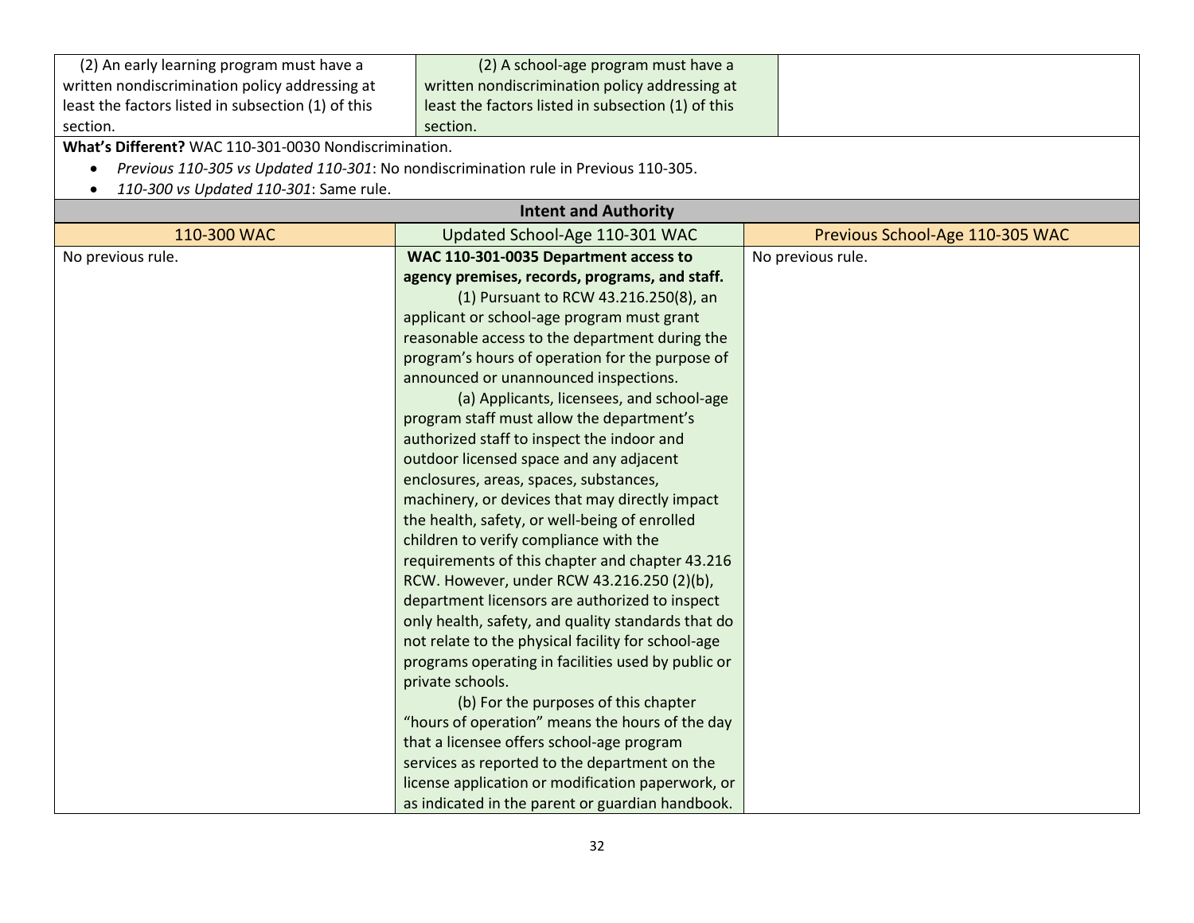| | | |
|---|---|---|
| (2) An early learning program must have a written nondiscrimination policy addressing at least the factors listed in subsection (1) of this section. | (2) A school-age program must have a written nondiscrimination policy addressing at least the factors listed in subsection (1) of this section. | |

**What's Different?** WAC 110-301-0030 Nondiscrimination.

- *Previous 110-305 vs Updated 110-301*: No nondiscrimination rule in Previous 110-305.
- *110-300 vs Updated 110-301*: Same rule.

**Intent and Authority**

| 110-300 WAC | Updated School-Age 110-301 WAC | Previous School-Age 110-305 WAC |
|---|---|---|
| No previous rule. | **WAC 110-301-0035 Department access to agency premises, records, programs, and staff.**<br>(1) Pursuant to RCW 43.216.250(8), an applicant or school-age program must grant reasonable access to the department during the program's hours of operation for the purpose of announced or unannounced inspections.<br>(a) Applicants, licensees, and school-age program staff must allow the department's authorized staff to inspect the indoor and outdoor licensed space and any adjacent enclosures, areas, spaces, substances, machinery, or devices that may directly impact the health, safety, or well-being of enrolled children to verify compliance with the requirements of this chapter and chapter 43.216 RCW. However, under RCW 43.216.250 (2)(b), department licensors are authorized to inspect only health, safety, and quality standards that do not relate to the physical facility for school-age programs operating in facilities used by public or private schools.<br>(b) For the purposes of this chapter "hours of operation" means the hours of the day that a licensee offers school-age program services as reported to the department on the license application or modification paperwork, or as indicated in the parent or guardian handbook. | No previous rule. |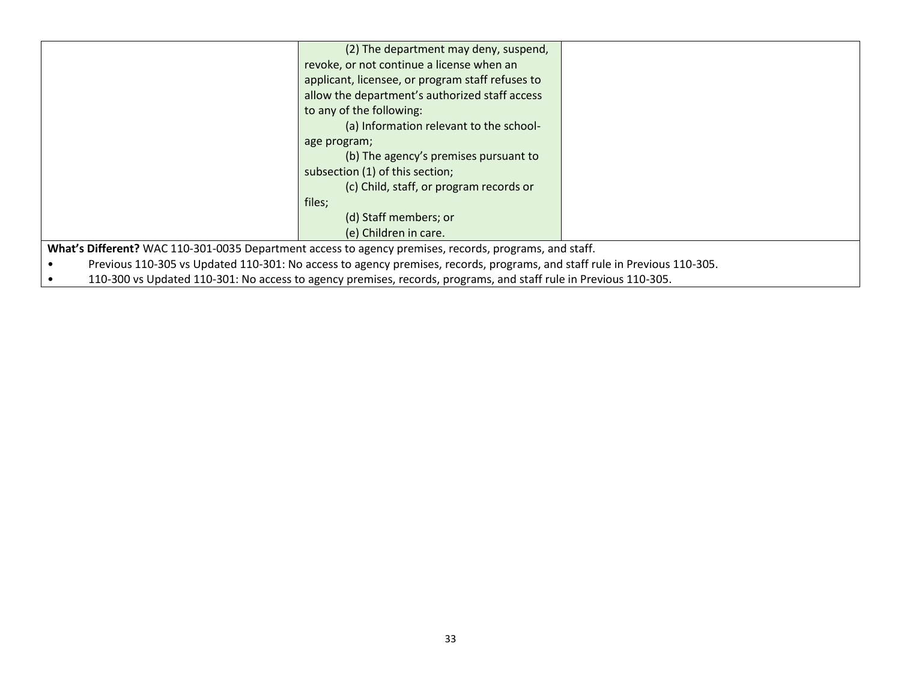| | | |
|---|---|---|
| | (2) The department may deny, suspend, revoke, or not continue a license when an applicant, licensee, or program staff refuses to allow the department's authorized staff access to any of the following:<br>(a) Information relevant to the school-age program;<br>(b) The agency's premises pursuant to subsection (1) of this section;<br>(c) Child, staff, or program records or files;<br>(d) Staff members; or<br>(e) Children in care. | |

**What's Different?** WAC 110-301-0035 Department access to agency premises, records, programs, and staff.

- Previous 110-305 vs Updated 110-301: No access to agency premises, records, programs, and staff rule in Previous 110-305.
- 110-300 vs Updated 110-301: No access to agency premises, records, programs, and staff rule in Previous 110-305.